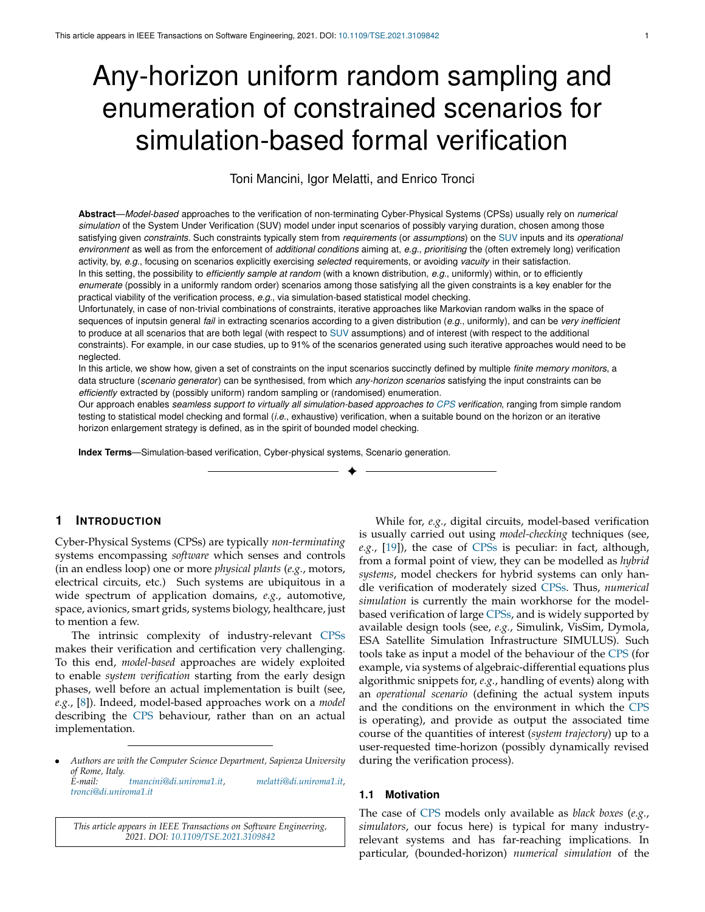# Any-horizon uniform random sampling and enumeration of constrained scenarios for simulation-based formal verification

Toni Mancini, Igor Melatti, and Enrico Tronci

**Abstract**—*Model-based* approaches to the verification of non-terminating Cyber-Physical Systems (CPSs) usually rely on *numerical simulation* of the System Under Verification (SUV) model under input scenarios of possibly varying duration, chosen among those satisfying given *constraints*. Such constraints typically stem from *requirements* (or *assumptions*) on the SUV inputs and its *operational environment* as well as from the enforcement of *additional conditions* aiming at, *e.g.*, *prioritising* the (often extremely long) verification activity, by, *e.g.*, focusing on scenarios explicitly exercising *selected* requirements, or avoiding *vacuity* in their satisfaction.

In this setting, the possibility to *efficiently sample at random* (with a known distribution, *e.g.*, uniformly) within, or to efficiently *enumerate* (possibly in a uniformly random order) scenarios among those satisfying all the given constraints is a key enabler for the practical viability of the verification process, *e.g.*, via simulation-based statistical model checking.

Unfortunately, in case of non-trivial combinations of constraints, iterative approaches like Markovian random walks in the space of sequences of inputsin general *fail* in extracting scenarios according to a given distribution (*e.g.*, uniformly), and can be *very inefficient* to produce at all scenarios that are both legal (with respect to SUV assumptions) and of interest (with respect to the additional constraints). For example, in our case studies, up to 91% of the scenarios generated using such iterative approaches would need to be neglected.

In this article, we show how, given a set of constraints on the input scenarios succinctly defined by multiple *finite memory monitors*, a data structure (*scenario generator*) can be synthesised, from which *any-horizon scenarios* satisfying the input constraints can be *efficiently* extracted by (possibly uniform) random sampling or (randomised) enumeration.

Our approach enables *seamless support to virtually all simulation-based approaches to CPS verification*, ranging from simple random testing to statistical model checking and formal (*i.e.*, exhaustive) verification, when a suitable bound on the horizon or an iterative horizon enlargement strategy is defined, as in the spirit of bounded model checking.

**Index Terms**—Simulation-based verification, Cyber-physical systems, Scenario generation.

## 1 Introduction

Cyber-Physical Systems (CPSs) are typically *non-terminating* systems encompassing *software* which senses and controls (in an endless loop) one or more *physical plants* (*e.g.*, motors, electrical circuits, etc.) Such systems are ubiquitous in a wide spectrum of application domains, *e.g.*, automotive, space, avionics, smart grids, systems biology, healthcare, just to mention a few.

The intrinsic complexity of industry-relevant CPSs makes their verification and certification very challenging. To this end, *model-based* approaches are widely exploited to enable *system verification* starting from the early design phases, well before an actual implementation is built (see, *e.g.*, [8]). Indeed, model-based approaches work on a *model* describing the CPS behaviour, rather than on an actual implementation.

- *Authors are with the Computer Science Department, Sapienza University of Rome, Italy.*
  *E-mail: tmancini@di.uniroma1.it, melatti@di.uniroma1.it, tronci@di.uniroma1.it*

*This article appears in IEEE Transactions on Software Engineering, 2021. DOI: 10.1109/TSE.2021.3109842*

While for, *e.g.*, digital circuits, model-based verification is usually carried out using *model-checking* techniques (see, *e.g.*, [19]), the case of CPSs is peculiar: in fact, although, from a formal point of view, they can be modelled as *hybrid systems*, model checkers for hybrid systems can only handle verification of moderately sized CPSs. Thus, *numerical simulation* is currently the main workhorse for the model-based verification of large CPSs, and is widely supported by available design tools (see, *e.g.*, Simulink, VisSim, Dymola, ESA Satellite Simulation Infrastructure SIMULUS). Such tools take as input a model of the behaviour of the CPS (for example, via systems of algebraic-differential equations plus algorithmic snippets for, *e.g.*, handling of events) along with an *operational scenario* (defining the actual system inputs and the conditions on the environment in which the CPS is operating), and provide as output the associated time course of the quantities of interest (*system trajectory*) up to a user-requested time-horizon (possibly dynamically revised during the verification process).

### 1.1 Motivation

The case of CPS models only available as *black boxes* (*e.g.*, *simulators*, our focus here) is typical for many industry-relevant systems and has far-reaching implications. In particular, (bounded-horizon) *numerical simulation* of the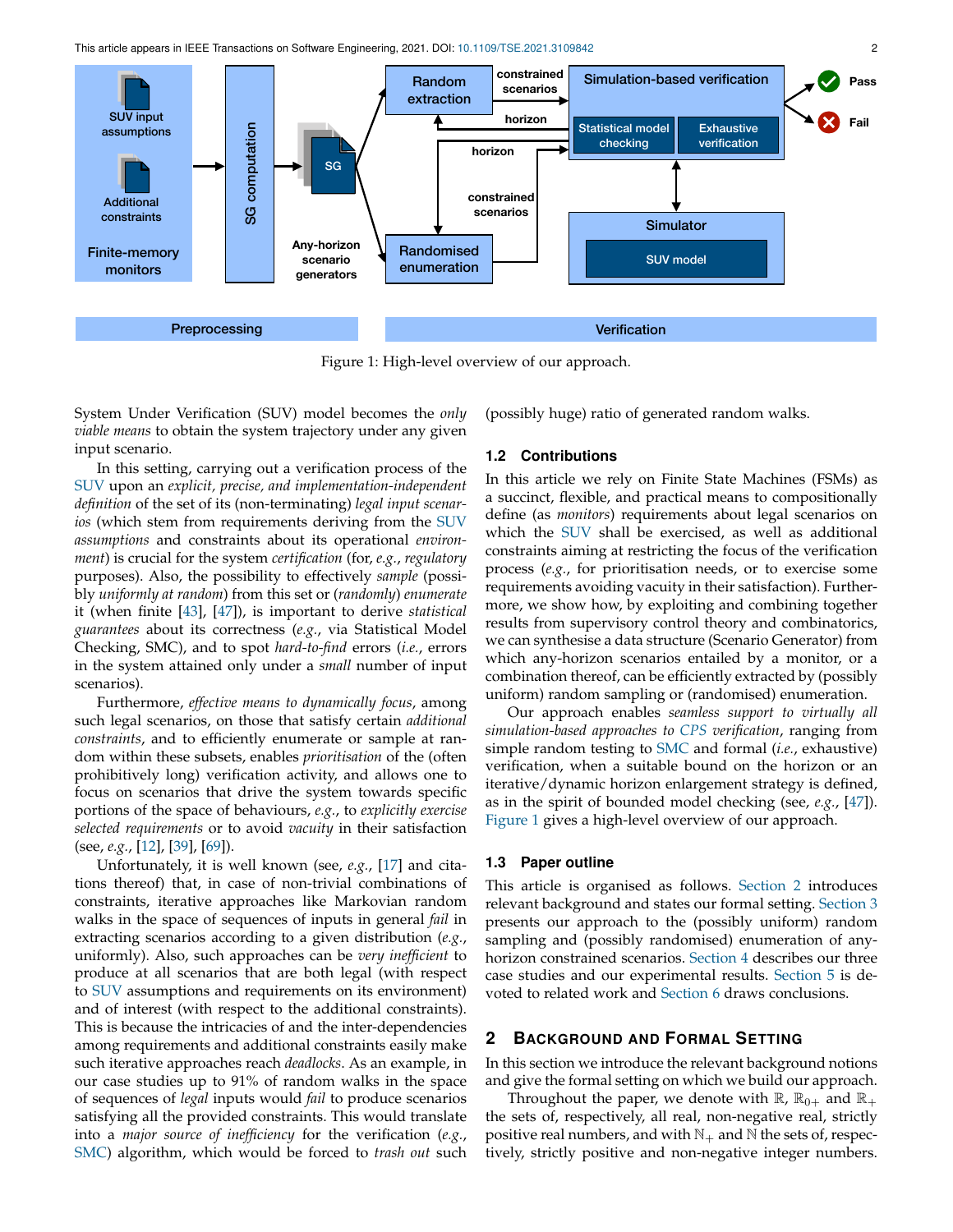Figure 1: High-level overview of our approach.

System Under Verification (SUV) model becomes the *only viable means* to obtain the system trajectory under any given input scenario.

In this setting, carrying out a verification process of the SUV upon an *explicit, precise, and implementation-independent definition* of the set of its (non-terminating) *legal input scenarios* (which stem from requirements deriving from the SUV *assumptions* and constraints about its operational *environment*) is crucial for the system *certification* (for, *e.g.*, *regulatory* purposes). Also, the possibility to effectively *sample* (possibly *uniformly at random*) from this set or (*randomly*) *enumerate* it (when finite [43], [47]), is important to derive *statistical guarantees* about its correctness (*e.g.*, via Statistical Model Checking, SMC), and to spot *hard-to-find* errors (*i.e.*, errors in the system attained only under a *small* number of input scenarios).

Furthermore, *effective means to dynamically focus*, among such legal scenarios, on those that satisfy certain *additional constraints*, and to efficiently enumerate or sample at random within these subsets, enables *prioritisation* of the (often prohibitively long) verification activity, and allows one to focus on scenarios that drive the system towards specific portions of the space of behaviours, *e.g.*, to *explicitly exercise selected requirements* or to avoid *vacuity* in their satisfaction (see, *e.g.*, [12], [39], [69]).

Unfortunately, it is well known (see, *e.g.*, [17] and citations thereof) that, in case of non-trivial combinations of constraints, iterative approaches like Markovian random walks in the space of sequences of inputs in general *fail* in extracting scenarios according to a given distribution (*e.g.*, uniformly). Also, such approaches can be *very inefficient* to produce at all scenarios that are both legal (with respect to SUV assumptions and requirements on its environment) and of interest (with respect to the additional constraints). This is because the intricacies of and the inter-dependencies among requirements and additional constraints easily make such iterative approaches reach *deadlocks*. As an example, in our case studies up to 91% of random walks in the space of sequences of *legal* inputs would *fail* to produce scenarios satisfying all the provided constraints. This would translate into a *major source of inefficiency* for the verification (*e.g.*, SMC) algorithm, which would be forced to *trash out* such (possibly huge) ratio of generated random walks.

### 1.2 Contributions

In this article we rely on Finite State Machines (FSMs) as a succinct, flexible, and practical means to compositionally define (as *monitors*) requirements about legal scenarios on which the SUV shall be exercised, as well as additional constraints aiming at restricting the focus of the verification process (*e.g.*, for prioritisation needs, or to exercise some requirements avoiding vacuity in their satisfaction). Furthermore, we show how, by exploiting and combining together results from supervisory control theory and combinatorics, we can synthesise a data structure (Scenario Generator) from which any-horizon scenarios entailed by a monitor, or a combination thereof, can be efficiently extracted by (possibly uniform) random sampling or (randomised) enumeration.

Our approach enables *seamless support to virtually all simulation-based approaches to CPS verification*, ranging from simple random testing to SMC and formal (*i.e.*, exhaustive) verification, when a suitable bound on the horizon or an iterative/dynamic horizon enlargement strategy is defined, as in the spirit of bounded model checking (see, *e.g.*, [47]). Figure 1 gives a high-level overview of our approach.

### 1.3 Paper outline

This article is organised as follows. Section 2 introduces relevant background and states our formal setting. Section 3 presents our approach to the (possibly uniform) random sampling and (possibly randomised) enumeration of any-horizon constrained scenarios. Section 4 describes our three case studies and our experimental results. Section 5 is devoted to related work and Section 6 draws conclusions.

## 2 Background and Formal Setting

In this section we introduce the relevant background notions and give the formal setting on which we build our approach.

Throughout the paper, we denote with $\mathbb{R}$, $\mathbb{R}_{0+}$ and $\mathbb{R}_+$ the sets of, respectively, all real, non-negative real, strictly positive real numbers, and with $\mathbb{N}_+$ and $\mathbb{N}$ the sets of, respectively, strictly positive and non-negative integer numbers.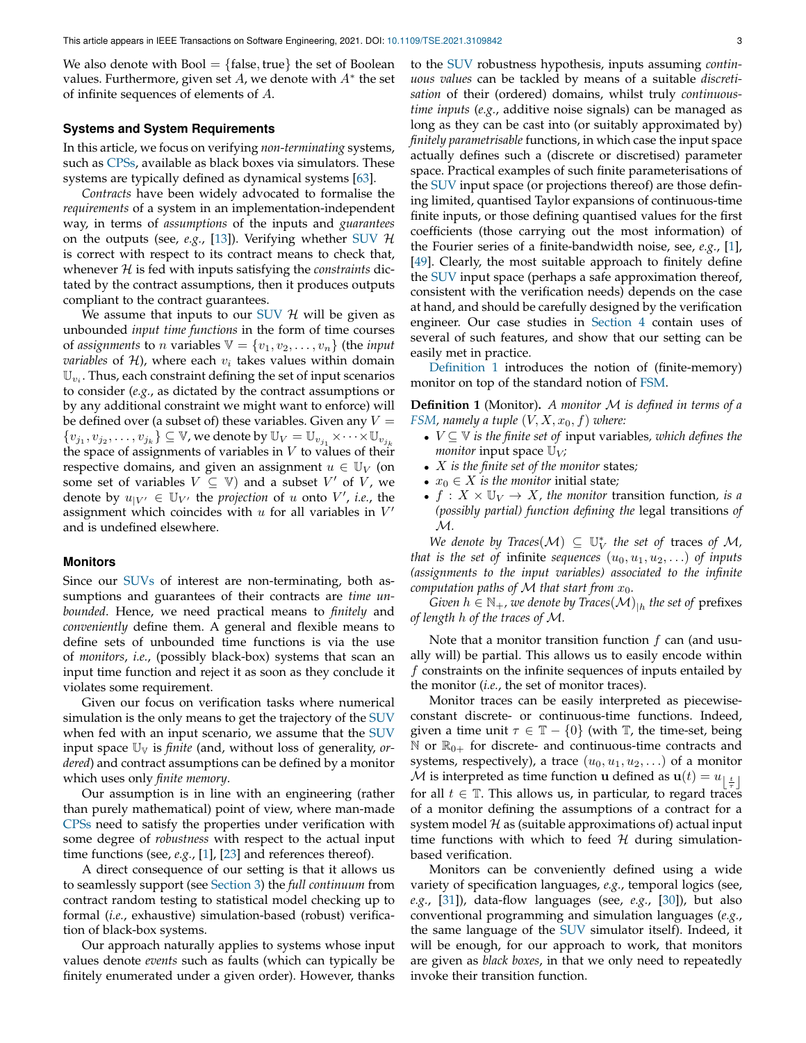We also denote with $\text{Bool} = \{\text{false}, \text{true}\}$ the set of Boolean values. Furthermore, given set $A$, we denote with $A^*$ the set of infinite sequences of elements of $A$.

### Systems and System Requirements

In this article, we focus on verifying *non-terminating* systems, such as CPSs, available as black boxes via simulators. These systems are typically defined as dynamical systems [63].

*Contracts* have been widely advocated to formalise the *requirements* of a system in an implementation-independent way, in terms of *assumptions* of the inputs and *guarantees* on the outputs (see, *e.g.*, [13]). Verifying whether SUV $\mathcal{H}$ is correct with respect to its contract means to check that, whenever $\mathcal{H}$ is fed with inputs satisfying the *constraints* dictated by the contract assumptions, then it produces outputs compliant to the contract guarantees.

We assume that inputs to our SUV $\mathcal{H}$ will be given as unbounded *input time functions* in the form of time courses of *assignments* to $n$ variables $\mathbb{V} = \{v_1, v_2, \ldots, v_n\}$ (the *input variables* of $\mathcal{H}$), where each $v_i$ takes values within domain $\mathbb{U}_{v_i}$. Thus, each constraint defining the set of input scenarios to consider (*e.g.*, as dictated by the contract assumptions or by any additional constraint we might want to enforce) will be defined over (a subset of) these variables. Given any $V = \{v_{j_1}, v_{j_2}, \ldots, v_{j_k}\} \subseteq \mathbb{V}$, we denote by $\mathbb{U}_V = \mathbb{U}_{v_{j_1}} \times \cdots \times \mathbb{U}_{v_{j_k}}$ the space of assignments of variables in $V$ to values of their respective domains, and given an assignment $u \in \mathbb{U}_V$ (on some set of variables $V \subseteq \mathbb{V}$) and a subset $V'$ of $V$, we denote by $u_{|V'} \in \mathbb{U}_{V'}$ the *projection* of $u$ onto $V'$, *i.e.*, the assignment which coincides with $u$ for all variables in $V'$ and is undefined elsewhere.

### Monitors

Since our SUVs of interest are non-terminating, both assumptions and guarantees of their contracts are *time unbounded*. Hence, we need practical means to *finitely* and *conveniently* define them. A general and flexible means to define sets of unbounded time functions is via the use of *monitors*, *i.e.*, (possibly black-box) systems that scan an input time function and reject it as soon as they conclude it violates some requirement.

Given our focus on verification tasks where numerical simulation is the only means to get the trajectory of the SUV when fed with an input scenario, we assume that the SUV input space $\mathbb{U}_{\mathbb{V}}$ is *finite* (and, without loss of generality, *ordered*) and contract assumptions can be defined by a monitor which uses only *finite memory*.

Our assumption is in line with an engineering (rather than purely mathematical) point of view, where man-made CPSs need to satisfy the properties under verification with some degree of *robustness* with respect to the actual input time functions (see, *e.g.*, [1], [23] and references thereof).

A direct consequence of our setting is that it allows us to seamlessly support (see Section 3) the *full continuum* from contract random testing to statistical model checking up to formal (*i.e.*, exhaustive) simulation-based (robust) verification of black-box systems.

Our approach naturally applies to systems whose input values denote *events* such as faults (which can typically be finitely enumerated under a given order). However, thanks to the SUV robustness hypothesis, inputs assuming *continuous values* can be tackled by means of a suitable *discretisation* of their (ordered) domains, whilst truly *continuous-time inputs* (*e.g.*, additive noise signals) can be managed as long as they can be cast into (or suitably approximated by) *finitely parametrisable* functions, in which case the input space actually defines such a (discrete or discretised) parameter space. Practical examples of such finite parameterisations of the SUV input space (or projections thereof) are those defining limited, quantised Taylor expansions of continuous-time finite inputs, or those defining quantised values for the first coefficients (those carrying out the most information) of the Fourier series of a finite-bandwidth noise, see, *e.g.*, [1], [49]. Clearly, the most suitable approach to finitely define the SUV input space (perhaps a safe approximation thereof, consistent with the verification needs) depends on the case at hand, and should be carefully designed by the verification engineer. Our case studies in Section 4 contain uses of several of such features, and show that our setting can be easily met in practice.

Definition 1 introduces the notion of (finite-memory) monitor on top of the standard notion of FSM.

**Definition 1** (Monitor). *A monitor $\mathcal{M}$ is defined in terms of a FSM, namely a tuple $(V, X, x_0, f)$ where:*

- *$V \subseteq \mathbb{V}$ is the finite set of* input variables*, which defines the* monitor *input space $\mathbb{U}_V$;*
- *$X$ is the finite set of the monitor* states*;*
- *$x_0 \in X$ is the monitor* initial state*;*
- *$f : X \times \mathbb{U}_V \to X$, the monitor* transition function*, is a (possibly partial) function defining the* legal transitions *of $\mathcal{M}$.*

*We denote by $\mathit{Traces}(\mathcal{M}) \subseteq \mathbb{U}_V^*$ the set of* traces *of $\mathcal{M}$, that is the set of* infinite *sequences $(u_0, u_1, u_2, \ldots)$ of inputs (assignments to the input variables) associated to the infinite computation paths of $\mathcal{M}$ that start from $x_0$.*

*Given $h \in \mathbb{N}_+$, we denote by $\mathit{Traces}(\mathcal{M})_{|h}$ the set of* prefixes *of length $h$ of the traces of $\mathcal{M}$.*

Note that a monitor transition function $f$ can (and usually will) be partial. This allows us to easily encode within $f$ constraints on the infinite sequences of inputs entailed by the monitor (*i.e.*, the set of monitor traces).

Monitor traces can be easily interpreted as piecewise-constant discrete- or continuous-time functions. Indeed, given a time unit $\tau \in \mathbb{T} - \{0\}$ (with $\mathbb{T}$, the time-set, being $\mathbb{N}$ or $\mathbb{R}_{0+}$ for discrete- and continuous-time contracts and systems, respectively), a trace $(u_0, u_1, u_2, \ldots)$ of a monitor $\mathcal{M}$ is interpreted as time function $\mathbf{u}$ defined as $\mathbf{u}(t) = u_{\lfloor \frac{t}{\tau} \rfloor}$ for all $t \in \mathbb{T}$. This allows us, in particular, to regard traces of a monitor defining the assumptions of a contract for a system model $\mathcal{H}$ as (suitable approximations of) actual input time functions with which to feed $\mathcal{H}$ during simulation-based verification.

Monitors can be conveniently defined using a wide variety of specification languages, *e.g.*, temporal logics (see, *e.g.*, [31]), data-flow languages (see, *e.g.*, [30]), but also conventional programming and simulation languages (*e.g.*, the same language of the SUV simulator itself). Indeed, it will be enough, for our approach to work, that monitors are given as *black boxes*, in that we only need to repeatedly invoke their transition function.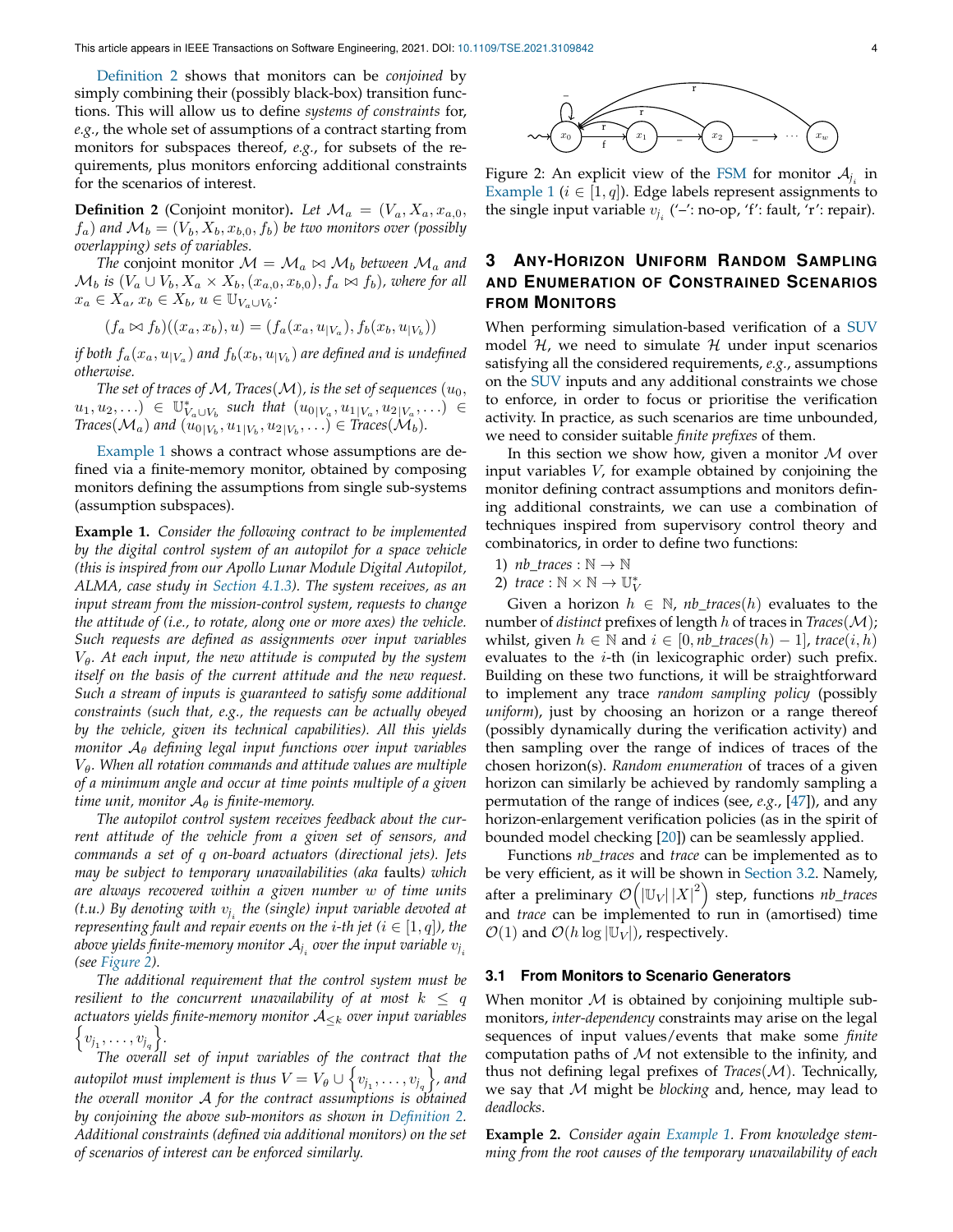[Definition 2](#) shows that monitors can be *conjoined* by simply combining their (possibly black-box) transition functions. This will allow us to define *systems of constraints* for, *e.g.*, the whole set of assumptions of a contract starting from monitors for subspaces thereof, *e.g.*, for subsets of the requirements, plus monitors enforcing additional constraints for the scenarios of interest.

**Definition 2** (Conjoint monitor). *Let $\mathcal{M}_a = (V_a, X_a, x_{a,0}, f_a)$ and $\mathcal{M}_b = (V_b, X_b, x_{b,0}, f_b)$ be two monitors over (possibly overlapping) sets of variables.*

*The conjoint monitor $\mathcal{M} = \mathcal{M}_a \bowtie \mathcal{M}_b$ between $\mathcal{M}_a$ and $\mathcal{M}_b$ is $(V_a \cup V_b, X_a \times X_b, (x_{a,0}, x_{b,0}), f_a \bowtie f_b)$, where for all $x_a \in X_a$, $x_b \in X_b$, $u \in \mathbb{U}_{V_a \cup V_b}$:*

$$(f_a \bowtie f_b)((x_a, x_b), u) = (f_a(x_a, u_{|V_a}), f_b(x_b, u_{|V_b}))$$

*if both $f_a(x_a, u_{|V_a})$ and $f_b(x_b, u_{|V_b})$ are defined and is undefined otherwise.*

*The set of traces of $\mathcal{M}$, Traces($\mathcal{M}$), is the set of sequences $(u_0, u_1, u_2, \ldots) \in \mathbb{U}^*_{V_a \cup V_b}$ such that $(u_{0|V_a}, u_{1|V_a}, u_{2|V_a}, \ldots) \in$ Traces($\mathcal{M}_a$) and $(u_{0|V_b}, u_{1|V_b}, u_{2|V_b}, \ldots) \in$ Traces($\mathcal{M}_b$).*

[Example 1](#) shows a contract whose assumptions are defined via a finite-memory monitor, obtained by composing monitors defining the assumptions from single sub-systems (assumption subspaces).

**Example 1.** *Consider the following contract to be implemented by the digital control system of an autopilot for a space vehicle (this is inspired from our Apollo Lunar Module Digital Autopilot, ALMA, case study in Section 4.1.3). The system receives, as an input stream from the mission-control system, requests to change the attitude of (i.e., to rotate, along one or more axes) the vehicle. Such requests are defined as assignments over input variables $V_\theta$. At each input, the new attitude is computed by the system itself on the basis of the current attitude and the new request. Such a stream of inputs is guaranteed to satisfy some additional constraints (such that, e.g., the requests can be actually obeyed by the vehicle, given its technical capabilities). All this yields monitor $\mathcal{A}_\theta$ defining legal input functions over input variables $V_\theta$. When all rotation commands and attitude values are multiple of a minimum angle and occur at time points multiple of a given time unit, monitor $\mathcal{A}_\theta$ is finite-memory.*

*The autopilot control system receives feedback about the current attitude of the vehicle from a given set of sensors, and commands a set of $q$ on-board actuators (directional jets). Jets may be subject to temporary unavailabilities (aka* faults*) which are always recovered within a given number $w$ of time units (t.u.) By denoting with $v_{j_i}$ the (single) input variable devoted at representing fault and repair events on the $i$-th jet ($i \in [1, q]$), the above yields finite-memory monitor $\mathcal{A}_{j_i}$ over the input variable $v_{j_i}$ (see Figure 2).*

*The additional requirement that the control system must be resilient to the concurrent unavailability of at most $k \leq q$ actuators yields finite-memory monitor $\mathcal{A}_{\leq k}$ over input variables $\left\{v_{j_1}, \ldots, v_{j_q}\right\}$.*

*The overall set of input variables of the contract that the autopilot must implement is thus $V = V_\theta \cup \left\{v_{j_1}, \ldots, v_{j_q}\right\}$, and the overall monitor $\mathcal{A}$ for the contract assumptions is obtained by conjoining the above sub-monitors as shown in Definition 2. Additional constraints (defined via additional monitors) on the set of scenarios of interest can be enforced similarly.*

Figure 2: An explicit view of the FSM for monitor $\mathcal{A}_{j_i}$ in Example 1 ($i \in [1, q]$). Edge labels represent assignments to the single input variable $v_{j_i}$ ('–': no-op, 'f': fault, 'r': repair).

## 3 Any-Horizon Uniform Random Sampling and Enumeration of Constrained Scenarios from Monitors

When performing simulation-based verification of a SUV model $\mathcal{H}$, we need to simulate $\mathcal{H}$ under input scenarios satisfying all the considered requirements, *e.g.*, assumptions on the SUV inputs and any additional constraints we chose to enforce, in order to focus or prioritise the verification activity. In practice, as such scenarios are time unbounded, we need to consider suitable *finite prefixes* of them.

In this section we show how, given a monitor $\mathcal{M}$ over input variables $V$, for example obtained by conjoining the monitor defining contract assumptions and monitors defining additional constraints, we can use a combination of techniques inspired from supervisory control theory and combinatorics, in order to define two functions:

1) *nb_traces* : $\mathbb{N} \to \mathbb{N}$
2) *trace* : $\mathbb{N} \times \mathbb{N} \to \mathbb{U}^*_V$

Given a horizon $h \in \mathbb{N}$, *nb_traces*($h$) evaluates to the number of *distinct* prefixes of length $h$ of traces in *Traces*($\mathcal{M}$); whilst, given $h \in \mathbb{N}$ and $i \in [0, nb\_traces(h) - 1]$, *trace*($i, h$) evaluates to the $i$-th (in lexicographic order) such prefix. Building on these two functions, it will be straightforward to implement any trace *random sampling policy* (possibly *uniform*), just by choosing an horizon or a range thereof (possibly dynamically during the verification activity) and then sampling over the range of indices of traces of the chosen horizon(s). *Random enumeration* of traces of a given horizon can similarly be achieved by randomly sampling a permutation of the range of indices (see, *e.g.*, [47]), and any horizon-enlargement verification policies (as in the spirit of bounded model checking [20]) can be seamlessly applied.

Functions *nb_traces* and *trace* can be implemented as to be very efficient, as it will be shown in Section 3.2. Namely, after a preliminary $\mathcal{O}\left(|\mathbb{U}_V|\,|X|^2\right)$ step, functions *nb_traces* and *trace* can be implemented to run in (amortised) time $\mathcal{O}(1)$ and $\mathcal{O}(h \log |\mathbb{U}_V|)$, respectively.

### 3.1 From Monitors to Scenario Generators

When monitor $\mathcal{M}$ is obtained by conjoining multiple sub-monitors, *inter-dependency* constraints may arise on the legal sequences of input values/events that make some *finite* computation paths of $\mathcal{M}$ not extensible to the infinity, and thus not defining legal prefixes of *Traces*($\mathcal{M}$). Technically, we say that $\mathcal{M}$ might be *blocking* and, hence, may lead to *deadlocks*.

**Example 2.** *Consider again Example 1. From knowledge stemming from the root causes of the temporary unavailability of each*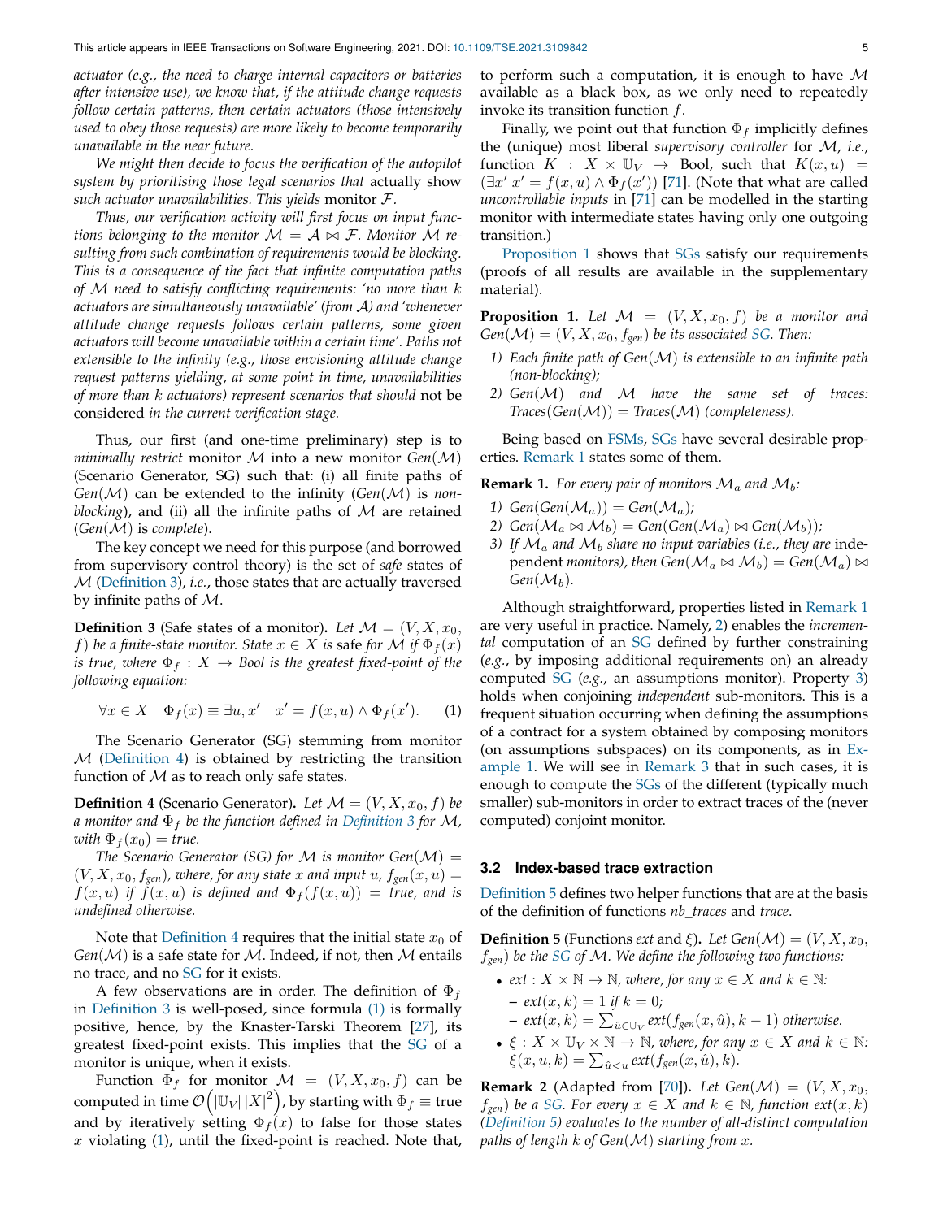*actuator (e.g., the need to charge internal capacitors or batteries after intensive use), we know that, if the attitude change requests follow certain patterns, then certain actuators (those intensively used to obey those requests) are more likely to become temporarily unavailable in the near future.*

*We might then decide to focus the verification of the autopilot system by prioritising those legal scenarios that* actually *show such actuator unavailabilities. This yields* monitor $\mathcal{F}$.

*Thus, our verification activity will first focus on input functions belonging to the monitor $\mathcal{M} = \mathcal{A} \bowtie \mathcal{F}$. Monitor $\mathcal{M}$ resulting from such combination of requirements would be blocking. This is a consequence of the fact that infinite computation paths of $\mathcal{M}$ need to satisfy conflicting requirements: 'no more than $k$ actuators are simultaneously unavailable' (from $\mathcal{A}$) and 'whenever attitude change requests follows certain patterns, some given actuators will become unavailable within a certain time'. Paths not extensible to the infinity (e.g., those envisioning attitude change request patterns yielding, at some point in time, unavailabilities of more than $k$ actuators) represent scenarios that should* not be considered *in the current verification stage.*

Thus, our first (and one-time preliminary) step is to *minimally restrict* monitor $\mathcal{M}$ into a new monitor $Gen(\mathcal{M})$ (Scenario Generator, SG) such that: (i) all finite paths of $Gen(\mathcal{M})$ can be extended to the infinity ($Gen(\mathcal{M})$ is *non-blocking*), and (ii) all the infinite paths of $\mathcal{M}$ are retained ($Gen(\mathcal{M})$ is *complete*).

The key concept we need for this purpose (and borrowed from supervisory control theory) is the set of *safe* states of $\mathcal{M}$ (Definition 3), *i.e.*, those states that are actually traversed by infinite paths of $\mathcal{M}$.

**Definition 3** (Safe states of a monitor)**.** *Let $\mathcal{M} = (V, X, x_0, f)$ be a finite-state monitor. State $x \in X$ is* safe *for $\mathcal{M}$ if $\Phi_f(x)$ is true, where $\Phi_f : X \to Bool$ is the greatest fixed-point of the following equation:*

$$\forall x \in X \quad \Phi_f(x) \equiv \exists u, x' \quad x' = f(x, u) \wedge \Phi_f(x'). \tag{1}$$

The Scenario Generator (SG) stemming from monitor $\mathcal{M}$ (Definition 4) is obtained by restricting the transition function of $\mathcal{M}$ as to reach only safe states.

**Definition 4** (Scenario Generator)**.** *Let $\mathcal{M} = (V, X, x_0, f)$ be a monitor and $\Phi_f$ be the function defined in Definition 3 for $\mathcal{M}$, with $\Phi_f(x_0) = true$.*

*The Scenario Generator (SG) for $\mathcal{M}$ is monitor $Gen(\mathcal{M}) = (V, X, x_0, f_{gen})$, where, for any state $x$ and input $u$, $f_{gen}(x, u) = f(x, u)$ if $f(x, u)$ is defined and $\Phi_f(f(x, u)) = true$, and is undefined otherwise.*

Note that Definition 4 requires that the initial state $x_0$ of $Gen(\mathcal{M})$ is a safe state for $\mathcal{M}$. Indeed, if not, then $\mathcal{M}$ entails no trace, and no SG for it exists.

A few observations are in order. The definition of $\Phi_f$ in Definition 3 is well-posed, since formula (1) is formally positive, hence, by the Knaster-Tarski Theorem [27], its greatest fixed-point exists. This implies that the SG of a monitor is unique, when it exists.

Function $\Phi_f$ for monitor $\mathcal{M} = (V, X, x_0, f)$ can be computed in time $\mathcal{O}\left(|\mathbb{U}_V|\,|X|^2\right)$, by starting with $\Phi_f \equiv$ true and by iteratively setting $\Phi_f(x)$ to false for those states $x$ violating (1), until the fixed-point is reached. Note that, to perform such a computation, it is enough to have $\mathcal{M}$ available as a black box, as we only need to repeatedly invoke its transition function $f$.

Finally, we point out that function $\Phi_f$ implicitly defines the (unique) most liberal *supervisory controller* for $\mathcal{M}$, *i.e.*, function $K : X \times \mathbb{U}_V \to$ Bool, such that $K(x, u) = (\exists x'\ x' = f(x, u) \wedge \Phi_f(x'))$ [71]. (Note that what are called *uncontrollable inputs* in [71] can be modelled in the starting monitor with intermediate states having only one outgoing transition.)

Proposition 1 shows that SGs satisfy our requirements (proofs of all results are available in the supplementary material).

**Proposition 1.** *Let $\mathcal{M} = (V, X, x_0, f)$ be a monitor and $Gen(\mathcal{M}) = (V, X, x_0, f_{gen})$ be its associated SG. Then:*

1) *Each finite path of $Gen(\mathcal{M})$ is extensible to an infinite path (non-blocking);*
2) *$Gen(\mathcal{M})$ and $\mathcal{M}$ have the same set of traces: $Traces(Gen(\mathcal{M})) = Traces(\mathcal{M})$ (completeness).*

Being based on FSMs, SGs have several desirable properties. Remark 1 states some of them.

**Remark 1.** *For every pair of monitors $\mathcal{M}_a$ and $\mathcal{M}_b$:*

1) *$Gen(Gen(\mathcal{M}_a)) = Gen(\mathcal{M}_a)$;*
2) *$Gen(\mathcal{M}_a \bowtie \mathcal{M}_b) = Gen(Gen(\mathcal{M}_a) \bowtie Gen(\mathcal{M}_b))$;*
3) *If $\mathcal{M}_a$ and $\mathcal{M}_b$ share no input variables (i.e., they are* independent *monitors), then $Gen(\mathcal{M}_a \bowtie \mathcal{M}_b) = Gen(\mathcal{M}_a) \bowtie Gen(\mathcal{M}_b)$.*

Although straightforward, properties listed in Remark 1 are very useful in practice. Namely, 2) enables the *incremental* computation of an SG defined by further constraining (*e.g.*, by imposing additional requirements on) an already computed SG (*e.g.*, an assumptions monitor). Property 3) holds when conjoining *independent* sub-monitors. This is a frequent situation occurring when defining the assumptions of a contract for a system obtained by composing monitors (on assumptions subspaces) on its components, as in Example 1. We will see in Remark 3 that in such cases, it is enough to compute the SGs of the different (typically much smaller) sub-monitors in order to extract traces of the (never computed) conjoint monitor.

### 3.2 Index-based trace extraction

Definition 5 defines two helper functions that are at the basis of the definition of functions *nb_traces* and *trace*.

**Definition 5** (Functions *ext* and $\xi$)**.** *Let $Gen(\mathcal{M}) = (V, X, x_0, f_{gen})$ be the SG of $\mathcal{M}$. We define the following two functions:*

- *$ext : X \times \mathbb{N} \to \mathbb{N}$, where, for any $x \in X$ and $k \in \mathbb{N}$:*
  - *$ext(x, k) = 1$ if $k = 0$;*
  - *$ext(x, k) = \sum_{\hat{u} \in \mathbb{U}_V} ext(f_{gen}(x, \hat{u}), k - 1)$ otherwise.*
- *$\xi : X \times \mathbb{U}_V \times \mathbb{N} \to \mathbb{N}$, where, for any $x \in X$ and $k \in \mathbb{N}$: $\xi(x, u, k) = \sum_{\hat{u} < u} ext(f_{gen}(x, \hat{u}), k)$.*

**Remark 2** (Adapted from [70])**.** *Let $Gen(\mathcal{M}) = (V, X, x_0, f_{gen})$ be a SG. For every $x \in X$ and $k \in \mathbb{N}$, function $ext(x, k)$ (Definition 5) evaluates to the number of all-distinct computation paths of length $k$ of $Gen(\mathcal{M})$ starting from $x$.*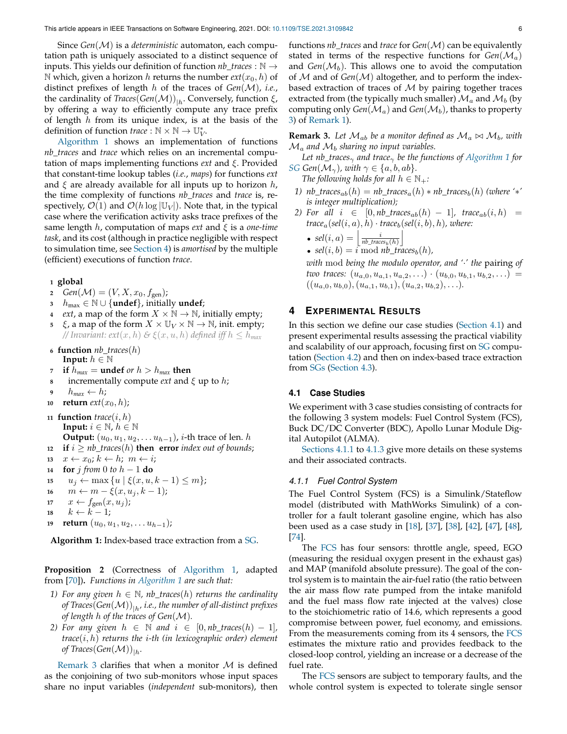Since *Gen*($\mathcal{M}$) is a *deterministic* automaton, each computation path is uniquely associated to a distinct sequence of inputs. This yields our definition of function *nb_traces* : $\mathbb{N} \to \mathbb{N}$ which, given a horizon $h$ returns the number $ext(x_0, h)$ of distinct prefixes of length $h$ of the traces of *Gen*($\mathcal{M}$), *i.e.*, the cardinality of *Traces*(*Gen*($\mathcal{M}$))$_{|h}$. Conversely, function $\xi$, by offering a way to efficiently compute any trace prefix of length $h$ from its unique index, is at the basis of the definition of function *trace* : $\mathbb{N} \times \mathbb{N} \to \mathbb{U}_V^*$.

Algorithm 1 shows an implementation of functions *nb_traces* and *trace* which relies on an incremental computation of maps implementing functions *ext* and $\xi$. Provided that constant-time lookup tables (*i.e.*, *maps*) for functions *ext* and $\xi$ are already available for all inputs up to horizon $h$, the time complexity of functions *nb_traces* and *trace* is, respectively, $\mathcal{O}(1)$ and $\mathcal{O}(h \log |\mathbb{U}_V|)$. Note that, in the typical case where the verification activity asks trace prefixes of the same length $h$, computation of maps *ext* and $\xi$ is a *one-time task*, and its cost (although in practice negligible with respect to simulation time, see Section 4) is *amortised* by the multiple (efficient) executions of function *trace*.

```
1  global
2    Gen(M) = (V, X, x_0, f_gen);
3    h_max ∈ ℕ ∪ {undef}, initially undef;
4    ext, a map of the form X × ℕ → ℕ, initially empty;
5    ξ, a map of the form X × 𝕌_V × ℕ → ℕ, init. empty;
     // Invariant: ext(x, h) & ξ(x, u, h) defined iff h ≤ h_max
6  function nb_traces(h)
     Input: h ∈ ℕ
7    if h_max = undef or h > h_max then
8      incrementally compute ext and ξ up to h;
9      h_max ← h;
10   return ext(x_0, h);
11 function trace(i, h)
     Input: i ∈ ℕ, h ∈ ℕ
     Output: (u_0, u_1, u_2, ... u_{h−1}), i-th trace of len. h
12   if i ≥ nb_traces(h) then error index out of bounds;
13   x ← x_0; k ← h; m ← i;
14   for j from 0 to h − 1 do
15     u_j ← max {u | ξ(x, u, k − 1) ≤ m};
16     m ← m − ξ(x, u_j, k − 1);
17     x ← f_gen(x, u_j);
18     k ← k − 1;
19   return (u_0, u_1, u_2, ... u_{h−1});
```

**Algorithm 1:** Index-based trace extraction from a SG.

**Proposition 2** (Correctness of Algorithm 1, adapted from [70])**.** *Functions in Algorithm 1 are such that:*

1) *For any given $h \in \mathbb{N}$, nb_traces($h$) returns the cardinality of Traces(Gen($\mathcal{M}$))$_{|h}$, i.e., the number of all-distinct prefixes of length $h$ of the traces of Gen($\mathcal{M}$).*
2) *For any given $h \in \mathbb{N}$ and $i \in [0, nb\_traces(h) - 1]$, trace($i, h$) returns the $i$-th (in lexicographic order) element of Traces(Gen($\mathcal{M}$))$_{|h}$.*

Remark 3 clarifies that when a monitor $\mathcal{M}$ is defined as the conjoining of two sub-monitors whose input spaces share no input variables (*independent* sub-monitors), then functions *nb_traces* and *trace* for *Gen*($\mathcal{M}$) can be equivalently stated in terms of the respective functions for *Gen*($\mathcal{M}_a$) and *Gen*($\mathcal{M}_b$). This allows one to avoid the computation of $\mathcal{M}$ and of *Gen*($\mathcal{M}$) altogether, and to perform the index-based extraction of traces of $\mathcal{M}$ by pairing together traces extracted from (the typically much smaller) $\mathcal{M}_a$ and $\mathcal{M}_b$ (by computing only *Gen*($\mathcal{M}_a$) and *Gen*($\mathcal{M}_b$), thanks to property 3) of Remark 1).

**Remark 3.** *Let $\mathcal{M}_{ab}$ be a monitor defined as $\mathcal{M}_a \bowtie \mathcal{M}_b$, with $\mathcal{M}_a$ and $\mathcal{M}_b$ sharing no input variables.*

*Let nb_traces$_\gamma$ and trace$_\gamma$ be the functions of Algorithm 1 for SG Gen($\mathcal{M}_\gamma$), with $\gamma \in \{a, b, ab\}$.*

*The following holds for all $h \in \mathbb{N}_+$:*

1) *$nb\_traces_{ab}(h) = nb\_traces_a(h) * nb\_traces_b(h)$ (where '$*$' is integer multiplication);*
2) *For all $i \in [0, nb\_traces_{ab}(h) - 1]$, $trace_{ab}(i, h) = trace_a(sel(i, a), h) \cdot trace_b(sel(i, b), h)$, where:*
   - *$sel(i, a) = \left\lfloor \frac{i}{nb\_traces_b(h)} \right\rfloor$*
   - *$sel(i, b) = i \bmod nb\_traces_b(h)$,*

   *with* mod *being the modulo operator, and '$\cdot$' the* pairing *of two traces: $(u_{a,0}, u_{a,1}, u_{a,2}, \ldots) \cdot (u_{b,0}, u_{b,1}, u_{b,2}, \ldots) = ((u_{a,0}, u_{b,0}), (u_{a,1}, u_{b,1}), (u_{a,2}, u_{b,2}), \ldots)$.*

## 4 Experimental Results

In this section we define our case studies (Section 4.1) and present experimental results assessing the practical viability and scalability of our approach, focusing first on SG computation (Section 4.2) and then on index-based trace extraction from SGs (Section 4.3).

### 4.1 Case Studies

We experiment with 3 case studies consisting of contracts for the following 3 system models: Fuel Control System (FCS), Buck DC/DC Converter (BDC), Apollo Lunar Module Digital Autopilot (ALMA).

Sections 4.1.1 to 4.1.3 give more details on these systems and their associated contracts.

#### 4.1.1 Fuel Control System

The Fuel Control System (FCS) is a Simulink/Stateflow model (distributed with MathWorks Simulink) of a controller for a fault tolerant gasoline engine, which has also been used as a case study in [18], [37], [38], [42], [47], [48], [74].

The FCS has four sensors: throttle angle, speed, EGO (measuring the residual oxygen present in the exhaust gas) and MAP (manifold absolute pressure). The goal of the control system is to maintain the air-fuel ratio (the ratio between the air mass flow rate pumped from the intake manifold and the fuel mass flow rate injected at the valves) close to the stoichiometric ratio of 14.6, which represents a good compromise between power, fuel economy, and emissions. From the measurements coming from its 4 sensors, the FCS estimates the mixture ratio and provides feedback to the closed-loop control, yielding an increase or a decrease of the fuel rate.

The FCS sensors are subject to temporary faults, and the whole control system is expected to tolerate single sensor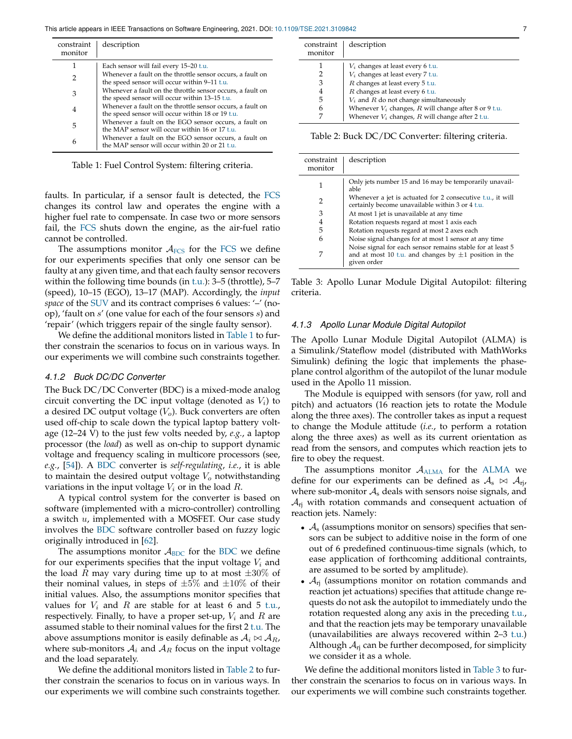| constraint monitor | description |
|---|---|
| 1 | Each sensor will fail every 15–20 t.u. |
| 2 | Whenever a fault on the throttle sensor occurs, a fault on the speed sensor will occur within 9–11 t.u. |
| 3 | Whenever a fault on the throttle sensor occurs, a fault on the speed sensor will occur within 13–15 t.u. |
| 4 | Whenever a fault on the throttle sensor occurs, a fault on the speed sensor will occur within 18 or 19 t.u. |
| 5 | Whenever a fault on the EGO sensor occurs, a fault on the MAP sensor will occur within 16 or 17 t.u. |
| 6 | Whenever a fault on the EGO sensor occurs, a fault on the MAP sensor will occur within 20 or 21 t.u. |

Table 1: Fuel Control System: filtering criteria.

faults. In particular, if a sensor fault is detected, the FCS changes its control law and operates the engine with a higher fuel rate to compensate. In case two or more sensors fail, the FCS shuts down the engine, as the air-fuel ratio cannot be controlled.

The assumptions monitor $\mathcal{A}_{\text{FCS}}$ for the FCS we define for our experiments specifies that only one sensor can be faulty at any given time, and that each faulty sensor recovers within the following time bounds (in t.u.): 3–5 (throttle), 5–7 (speed), 10–15 (EGO), 13–17 (MAP). Accordingly, the *input space* of the SUV and its contract comprises 6 values: '–' (no-op), 'fault on $s$' (one value for each of the four sensors $s$) and 'repair' (which triggers repair of the single faulty sensor).

We define the additional monitors listed in Table 1 to further constrain the scenarios to focus on in various ways. In our experiments we will combine such constraints together.

### 4.1.2 Buck DC/DC Converter

The Buck DC/DC Converter (BDC) is a mixed-mode analog circuit converting the DC input voltage (denoted as $V_i$) to a desired DC output voltage ($V_o$). Buck converters are often used off-chip to scale down the typical laptop battery voltage (12–24 V) to the just few volts needed by, *e.g.*, a laptop processor (the *load*) as well as on-chip to support dynamic voltage and frequency scaling in multicore processors (see, *e.g.*, [54]). A BDC converter is *self-regulating*, *i.e.*, it is able to maintain the desired output voltage $V_o$ notwithstanding variations in the input voltage $V_i$ or in the load $R$.

A typical control system for the converter is based on software (implemented with a micro-controller) controlling a switch $u$, implemented with a MOSFET. Our case study involves the BDC software controller based on fuzzy logic originally introduced in [62].

The assumptions monitor $\mathcal{A}_{\text{BDC}}$ for the BDC we define for our experiments specifies that the input voltage $V_i$ and the load $R$ may vary during time up to at most $\pm 30\%$ of their nominal values, in steps of $\pm 5\%$ and $\pm 10\%$ of their initial values. Also, the assumptions monitor specifies that values for $V_i$ and $R$ are stable for at least 6 and 5 t.u., respectively. Finally, to have a proper set-up, $V_i$ and $R$ are assumed stable to their nominal values for the first 2 t.u. The above assumptions monitor is easily definable as $\mathcal{A}_i \bowtie \mathcal{A}_R$, where sub-monitors $\mathcal{A}_i$ and $\mathcal{A}_R$ focus on the input voltage and the load separately.

We define the additional monitors listed in Table 2 to further constrain the scenarios to focus on in various ways. In our experiments we will combine such constraints together.

| constraint monitor | description |
|---|---|
| 1 | $V_i$ changes at least every 6 t.u. |
| 2 | $V_i$ changes at least every 7 t.u. |
| 3 | $R$ changes at least every 5 t.u. |
| 4 | $R$ changes at least every 6 t.u. |
| 5 | $V_i$ and $R$ do not change simultaneously |
| 6 | Whenever $V_i$ changes, $R$ will change after 8 or 9 t.u. |
| 7 | Whenever $V_i$ changes, $R$ will change after 2 t.u. |

Table 2: Buck DC/DC Converter: filtering criteria.

| constraint monitor | description |
|---|---|
| 1 | Only jets number 15 and 16 may be temporarily unavailable |
| 2 | Whenever a jet is actuated for 2 consecutive t.u., it will certainly become unavailable within 3 or 4 t.u. |
| 3 | At most 1 jet is unavailable at any time |
| 4 | Rotation requests regard at most 1 axis each |
| 5 | Rotation requests regard at most 2 axes each |
| 6 | Noise signal changes for at most 1 sensor at any time |
| 7 | Noise signal for each sensor remains stable for at least 5 and at most 10 t.u. and changes by $\pm 1$ position in the given order |

Table 3: Apollo Lunar Module Digital Autopilot: filtering criteria.

### 4.1.3 Apollo Lunar Module Digital Autopilot

The Apollo Lunar Module Digital Autopilot (ALMA) is a Simulink/Stateflow model (distributed with MathWorks Simulink) defining the logic that implements the phase-plane control algorithm of the autopilot of the lunar module used in the Apollo 11 mission.

The Module is equipped with sensors (for yaw, roll and pitch) and actuators (16 reaction jets to rotate the Module along the three axes). The controller takes as input a request to change the Module attitude (*i.e.*, to perform a rotation along the three axes) as well as its current orientation as read from the sensors, and computes which reaction jets to fire to obey the request.

The assumptions monitor $\mathcal{A}_{\text{ALMA}}$ for the ALMA we define for our experiments can be defined as $\mathcal{A}_{\text{s}} \bowtie \mathcal{A}_{\text{rj}}$, where sub-monitor $\mathcal{A}_{\text{s}}$ deals with sensors noise signals, and $\mathcal{A}_{\text{rj}}$ with rotation commands and consequent actuation of reaction jets. Namely:

- $\mathcal{A}_{\text{s}}$ (assumptions monitor on sensors) specifies that sensors can be subject to additive noise in the form of one out of 6 predefined continuous-time signals (which, to ease application of forthcoming additional contraints, are assumed to be sorted by amplitude).
- $\mathcal{A}_{\text{rj}}$ (assumptions monitor on rotation commands and reaction jet actuations) specifies that attitude change requests do not ask the autopilot to immediately undo the rotation requested along any axis in the preceding t.u., and that the reaction jets may be temporary unavailable (unavailabilities are always recovered within 2–3 t.u.) Although $\mathcal{A}_{\text{rj}}$ can be further decomposed, for simplicity we consider it as a whole.

We define the additional monitors listed in Table 3 to further constrain the scenarios to focus on in various ways. In our experiments we will combine such constraints together.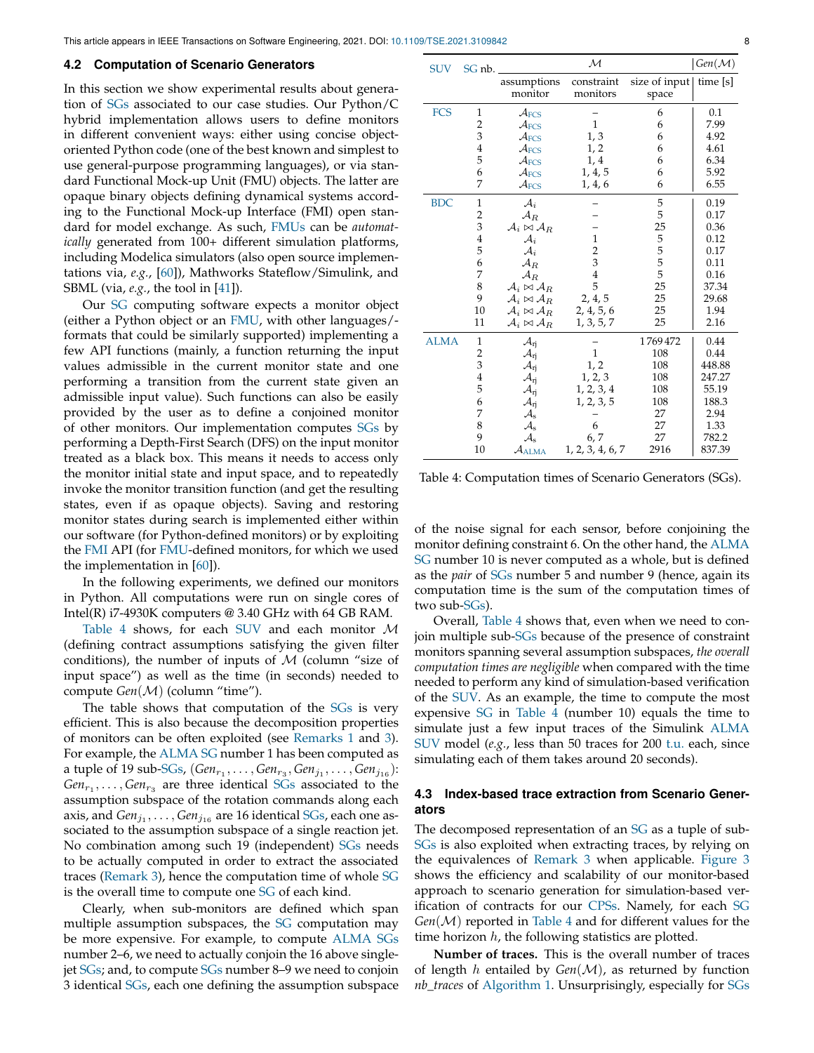### 4.2 Computation of Scenario Generators

In this section we show experimental results about generation of SGs associated to our case studies. Our Python/C hybrid implementation allows users to define monitors in different convenient ways: either using concise object-oriented Python code (one of the best known and simplest to use general-purpose programming languages), or via standard Functional Mock-up Unit (FMU) objects. The latter are opaque binary objects defining dynamical systems according to the Functional Mock-up Interface (FMI) open standard for model exchange. As such, FMUs can be *automatically* generated from 100+ different simulation platforms, including Modelica simulators (also open source implementations via, *e.g.*, [60]), Mathworks Stateflow/Simulink, and SBML (via, *e.g.*, the tool in [41]).

Our SG computing software expects a monitor object (either a Python object or an FMU, with other languages/formats that could be similarly supported) implementing a few API functions (mainly, a function returning the input values admissible in the current monitor state and one performing a transition from the current state given an admissible input value). Such functions can also be easily provided by the user as to define a conjoined monitor of other monitors. Our implementation computes SGs by performing a Depth-First Search (DFS) on the input monitor treated as a black box. This means it needs to access only the monitor initial state and input space, and to repeatedly invoke the monitor transition function (and get the resulting states, even if as opaque objects). Saving and restoring monitor states during search is implemented either within our software (for Python-defined monitors) or by exploiting the FMI API (for FMU-defined monitors, for which we used the implementation in [60]).

In the following experiments, we defined our monitors in Python. All computations were run on single cores of Intel(R) i7-4930K computers @ 3.40 GHz with 64 GB RAM.

Table 4 shows, for each SUV and each monitor $\mathcal{M}$ (defining contract assumptions satisfying the given filter conditions), the number of inputs of $\mathcal{M}$ (column "size of input space") as well as the time (in seconds) needed to compute $Gen(\mathcal{M})$ (column "time").

The table shows that computation of the SGs is very efficient. This is also because the decomposition properties of monitors can be often exploited (see Remarks 1 and 3). For example, the ALMA SG number 1 has been computed as a tuple of 19 sub-SGs, $(Gen_{r_1}, \ldots, Gen_{r_3}, Gen_{j_1}, \ldots, Gen_{j_{16}})$: $Gen_{r_1}, \ldots, Gen_{r_3}$ are three identical SGs associated to the assumption subspace of the rotation commands along each axis, and $Gen_{j_1}, \ldots, Gen_{j_{16}}$ are 16 identical SGs, each one associated to the assumption subspace of a single reaction jet. No combination among such 19 (independent) SGs needs to be actually computed in order to extract the associated traces (Remark 3), hence the computation time of whole SG is the overall time to compute one SG of each kind.

Clearly, when sub-monitors are defined which span multiple assumption subspaces, the SG computation may be more expensive. For example, to compute ALMA SGs number 2–6, we need to actually conjoin the 16 above single-jet SGs; and, to compute SGs number 8–9 we need to conjoin 3 identical SGs, each one defining the assumption subspace of the noise signal for each sensor, before conjoining the monitor defining constraint 6. On the other hand, the ALMA SG number 10 is never computed as a whole, but is defined as the *pair* of SGs number 5 and number 9 (hence, again its computation time is the sum of the computation times of two sub-SGs).

| SUV | SG nb. | $\mathcal{M}$ | | | $Gen(\mathcal{M})$ |
|---|---|---|---|---|---|
| | | assumptions monitor | constraint monitors | size of input space | time [s] |
| FCS | 1 | $\mathcal{A}_{\text{FCS}}$ | – | 6 | 0.1 |
| | 2 | $\mathcal{A}_{\text{FCS}}$ | 1 | 6 | 7.99 |
| | 3 | $\mathcal{A}_{\text{FCS}}$ | 1, 3 | 6 | 4.92 |
| | 4 | $\mathcal{A}_{\text{FCS}}$ | 1, 2 | 6 | 4.61 |
| | 5 | $\mathcal{A}_{\text{FCS}}$ | 1, 4 | 6 | 6.34 |
| | 6 | $\mathcal{A}_{\text{FCS}}$ | 1, 4, 5 | 6 | 5.92 |
| | 7 | $\mathcal{A}_{\text{FCS}}$ | 1, 4, 6 | 6 | 6.55 |
| BDC | 1 | $\mathcal{A}_i$ | – | 5 | 0.19 |
| | 2 | $\mathcal{A}_R$ | – | 5 | 0.17 |
| | 3 | $\mathcal{A}_i \bowtie \mathcal{A}_R$ | – | 25 | 0.36 |
| | 4 | $\mathcal{A}_i$ | 1 | 5 | 0.12 |
| | 5 | $\mathcal{A}_i$ | 2 | 5 | 0.17 |
| | 6 | $\mathcal{A}_R$ | 3 | 5 | 0.11 |
| | 7 | $\mathcal{A}_R$ | 4 | 5 | 0.16 |
| | 8 | $\mathcal{A}_i \bowtie \mathcal{A}_R$ | 5 | 25 | 37.34 |
| | 9 | $\mathcal{A}_i \bowtie \mathcal{A}_R$ | 2, 4, 5 | 25 | 29.68 |
| | 10 | $\mathcal{A}_i \bowtie \mathcal{A}_R$ | 2, 4, 5, 6 | 25 | 1.94 |
| | 11 | $\mathcal{A}_i \bowtie \mathcal{A}_R$ | 1, 3, 5, 7 | 25 | 2.16 |
| ALMA | 1 | $\mathcal{A}_{\text{rj}}$ | – | 1 769 472 | 0.44 |
| | 2 | $\mathcal{A}_{\text{rj}}$ | 1 | 108 | 0.44 |
| | 3 | $\mathcal{A}_{\text{rj}}$ | 1, 2 | 108 | 448.88 |
| | 4 | $\mathcal{A}_{\text{rj}}$ | 1, 2, 3 | 108 | 247.27 |
| | 5 | $\mathcal{A}_{\text{rj}}$ | 1, 2, 3, 4 | 108 | 55.19 |
| | 6 | $\mathcal{A}_{\text{rj}}$ | 1, 2, 3, 5 | 108 | 188.3 |
| | 7 | $\mathcal{A}_{\text{s}}$ | – | 27 | 2.94 |
| | 8 | $\mathcal{A}_{\text{s}}$ | 6 | 27 | 1.33 |
| | 9 | $\mathcal{A}_{\text{s}}$ | 6, 7 | 27 | 782.2 |
| | 10 | $\mathcal{A}_{\text{ALMA}}$ | 1, 2, 3, 4, 6, 7 | 2916 | 837.39 |

Table 4: Computation times of Scenario Generators (SGs).

Overall, Table 4 shows that, even when we need to conjoin multiple sub-SGs because of the presence of constraint monitors spanning several assumption subspaces, *the overall computation times are negligible* when compared with the time needed to perform any kind of simulation-based verification of the SUV. As an example, the time to compute the most expensive SG in Table 4 (number 10) equals the time to simulate just a few input traces of the Simulink ALMA SUV model (*e.g.*, less than 50 traces for 200 t.u. each, since simulating each of them takes around 20 seconds).

### 4.3 Index-based trace extraction from Scenario Generators

The decomposed representation of an SG as a tuple of sub-SGs is also exploited when extracting traces, by relying on the equivalences of Remark 3 when applicable. Figure 3 shows the efficiency and scalability of our monitor-based approach to scenario generation for simulation-based verification of contracts for our CPSs. Namely, for each SG $Gen(\mathcal{M})$ reported in Table 4 and for different values for the time horizon $h$, the following statistics are plotted.

**Number of traces.** This is the overall number of traces of length $h$ entailed by $Gen(\mathcal{M})$, as returned by function *nb_traces* of Algorithm 1. Unsurprisingly, especially for SGs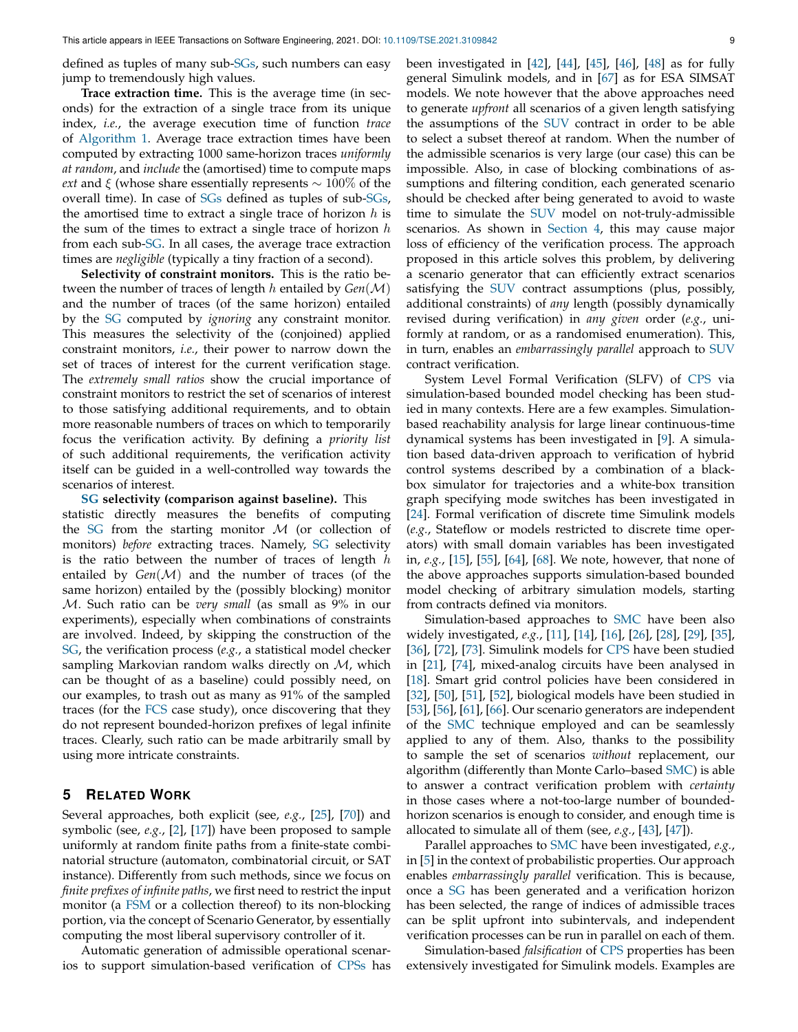defined as tuples of many sub-SGs, such numbers can easy jump to tremendously high values.

**Trace extraction time.** This is the average time (in seconds) for the extraction of a single trace from its unique index, *i.e.*, the average execution time of function *trace* of Algorithm 1. Average trace extraction times have been computed by extracting 1000 same-horizon traces *uniformly at random*, and *include* the (amortised) time to compute maps *ext* and $\xi$ (whose share essentially represents $\sim 100\%$ of the overall time). In case of SGs defined as tuples of sub-SGs, the amortised time to extract a single trace of horizon $h$ is the sum of the times to extract a single trace of horizon $h$ from each sub-SG. In all cases, the average trace extraction times are *negligible* (typically a tiny fraction of a second).

**Selectivity of constraint monitors.** This is the ratio between the number of traces of length $h$ entailed by $Gen(\mathcal{M})$ and the number of traces (of the same horizon) entailed by the SG computed by *ignoring* any constraint monitor. This measures the selectivity of the (conjoined) applied constraint monitors, *i.e.*, their power to narrow down the set of traces of interest for the current verification stage. The *extremely small ratios* show the crucial importance of constraint monitors to restrict the set of scenarios of interest to those satisfying additional requirements, and to obtain more reasonable numbers of traces on which to temporarily focus the verification activity. By defining a *priority list* of such additional requirements, the verification activity itself can be guided in a well-controlled way towards the scenarios of interest.

**SG selectivity (comparison against baseline).** This statistic directly measures the benefits of computing the SG from the starting monitor $\mathcal{M}$ (or collection of monitors) *before* extracting traces. Namely, SG selectivity is the ratio between the number of traces of length $h$ entailed by $Gen(\mathcal{M})$ and the number of traces (of the same horizon) entailed by the (possibly blocking) monitor $\mathcal{M}$. Such ratio can be *very small* (as small as 9% in our experiments), especially when combinations of constraints are involved. Indeed, by skipping the construction of the SG, the verification process (*e.g.*, a statistical model checker sampling Markovian random walks directly on $\mathcal{M}$, which can be thought of as a baseline) could possibly need, on our examples, to trash out as many as 91% of the sampled traces (for the FCS case study), once discovering that they do not represent bounded-horizon prefixes of legal infinite traces. Clearly, such ratio can be made arbitrarily small by using more intricate constraints.

## 5 Related Work

Several approaches, both explicit (see, *e.g.*, [25], [70]) and symbolic (see, *e.g.*, [2], [17]) have been proposed to sample uniformly at random finite paths from a finite-state combinatorial structure (automaton, combinatorial circuit, or SAT instance). Differently from such methods, since we focus on *finite prefixes of infinite paths*, we first need to restrict the input monitor (a FSM or a collection thereof) to its non-blocking portion, via the concept of Scenario Generator, by essentially computing the most liberal supervisory controller of it.

Automatic generation of admissible operational scenarios to support simulation-based verification of CPSs has been investigated in [42], [44], [45], [46], [48] as for fully general Simulink models, and in [67] as for ESA SIMSAT models. We note however that the above approaches need to generate *upfront* all scenarios of a given length satisfying the assumptions of the SUV contract in order to be able to select a subset thereof at random. When the number of the admissible scenarios is very large (our case) this can be impossible. Also, in case of blocking combinations of assumptions and filtering condition, each generated scenario should be checked after being generated to avoid to waste time to simulate the SUV model on not-truly-admissible scenarios. As shown in Section 4, this may cause major loss of efficiency of the verification process. The approach proposed in this article solves this problem, by delivering a scenario generator that can efficiently extract scenarios satisfying the SUV contract assumptions (plus, possibly, additional constraints) of *any* length (possibly dynamically revised during verification) in *any given* order (*e.g.*, uniformly at random, or as a randomised enumeration). This, in turn, enables an *embarrassingly parallel* approach to SUV contract verification.

System Level Formal Verification (SLFV) of CPS via simulation-based bounded model checking has been studied in many contexts. Here are a few examples. Simulation-based reachability analysis for large linear continuous-time dynamical systems has been investigated in [9]. A simulation based data-driven approach to verification of hybrid control systems described by a combination of a black-box simulator for trajectories and a white-box transition graph specifying mode switches has been investigated in [24]. Formal verification of discrete time Simulink models (*e.g.*, Stateflow or models restricted to discrete time operators) with small domain variables has been investigated in, *e.g.*, [15], [55], [64], [68]. We note, however, that none of the above approaches supports simulation-based bounded model checking of arbitrary simulation models, starting from contracts defined via monitors.

Simulation-based approaches to SMC have been also widely investigated, *e.g.*, [11], [14], [16], [26], [28], [29], [35], [36], [72], [73]. Simulink models for CPS have been studied in [21], [74], mixed-analog circuits have been analysed in [18]. Smart grid control policies have been considered in [32], [50], [51], [52], biological models have been studied in [53], [56], [61], [66]. Our scenario generators are independent of the SMC technique employed and can be seamlessly applied to any of them. Also, thanks to the possibility to sample the set of scenarios *without* replacement, our algorithm (differently than Monte Carlo–based SMC) is able to answer a contract verification problem with *certainty* in those cases where a not-too-large number of bounded-horizon scenarios is enough to consider, and enough time is allocated to simulate all of them (see, *e.g.*, [43], [47]).

Parallel approaches to SMC have been investigated, *e.g.*, in [5] in the context of probabilistic properties. Our approach enables *embarrassingly parallel* verification. This is because, once a SG has been generated and a verification horizon has been selected, the range of indices of admissible traces can be split upfront into subintervals, and independent verification processes can be run in parallel on each of them.

Simulation-based *falsification* of CPS properties has been extensively investigated for Simulink models. Examples are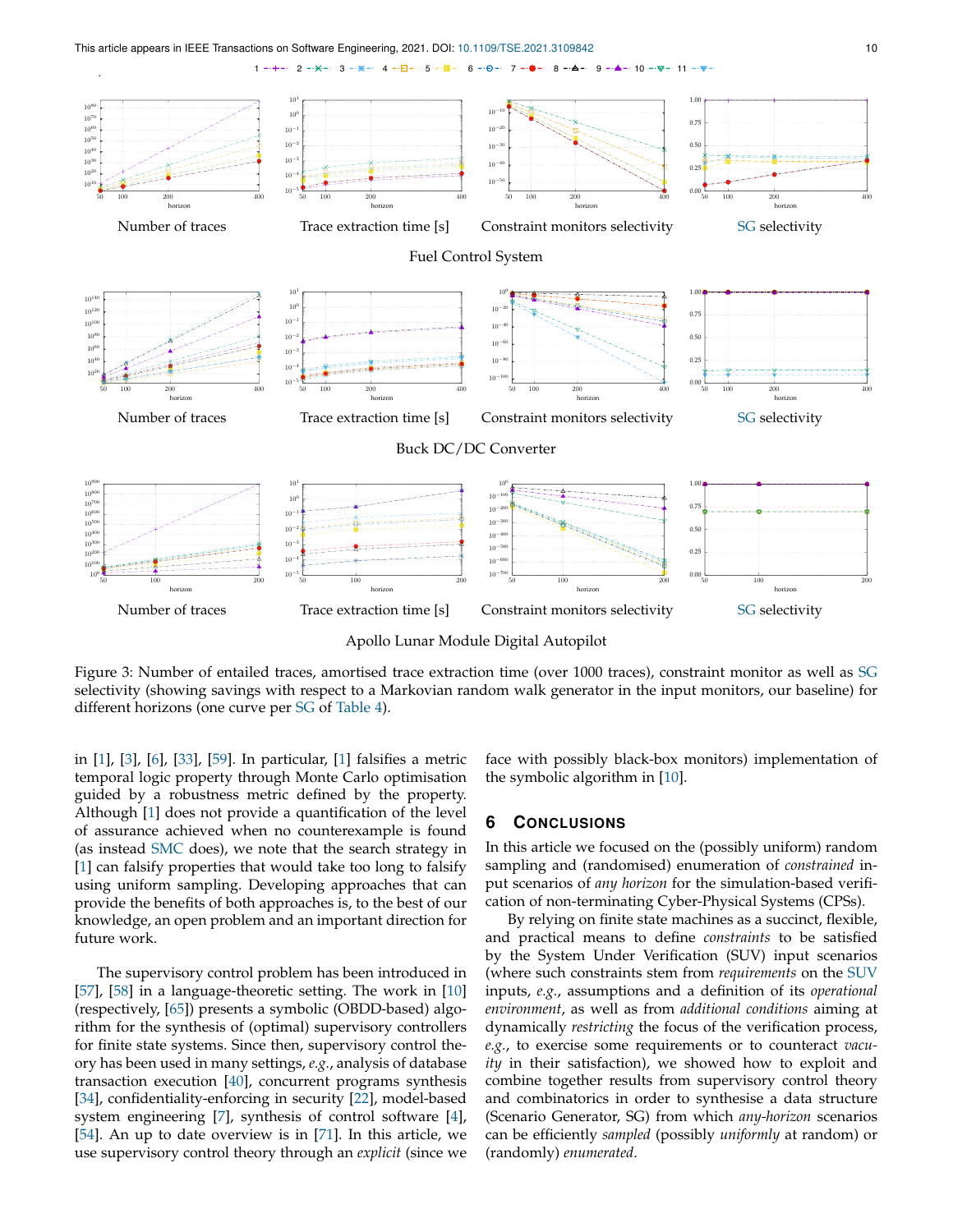Number of traces | Trace extraction time [s] | Constraint monitors selectivity | SG selectivity

Fuel Control System

Number of traces | Trace extraction time [s] | Constraint monitors selectivity | SG selectivity

Buck DC/DC Converter

Number of traces | Trace extraction time [s] | Constraint monitors selectivity | SG selectivity

Apollo Lunar Module Digital Autopilot

Figure 3: Number of entailed traces, amortised trace extraction time (over 1000 traces), constraint monitor as well as SG selectivity (showing savings with respect to a Markovian random walk generator in the input monitors, our baseline) for different horizons (one curve per SG of Table 4).

in [1], [3], [6], [33], [59]. In particular, [1] falsifies a metric temporal logic property through Monte Carlo optimisation guided by a robustness metric defined by the property. Although [1] does not provide a quantification of the level of assurance achieved when no counterexample is found (as instead SMC does), we note that the search strategy in [1] can falsify properties that would take too long to falsify using uniform sampling. Developing approaches that can provide the benefits of both approaches is, to the best of our knowledge, an open problem and an important direction for future work.

The supervisory control problem has been introduced in [57], [58] in a language-theoretic setting. The work in [10] (respectively, [65]) presents a symbolic (OBDD-based) algorithm for the synthesis of (optimal) supervisory controllers for finite state systems. Since then, supervisory control theory has been used in many settings, *e.g.*, analysis of database transaction execution [40], concurrent programs synthesis [34], confidentiality-enforcing in security [22], model-based system engineering [7], synthesis of control software [4], [54]. An up to date overview is in [71]. In this article, we use supervisory control theory through an *explicit* (since we face with possibly black-box monitors) implementation of the symbolic algorithm in [10].

## 6 Conclusions

In this article we focused on the (possibly uniform) random sampling and (randomised) enumeration of *constrained* input scenarios of *any horizon* for the simulation-based verification of non-terminating Cyber-Physical Systems (CPSs).

By relying on finite state machines as a succinct, flexible, and practical means to define *constraints* to be satisfied by the System Under Verification (SUV) input scenarios (where such constraints stem from *requirements* on the SUV inputs, *e.g.*, assumptions and a definition of its *operational environment*, as well as from *additional conditions* aiming at dynamically *restricting* the focus of the verification process, *e.g.*, to exercise some requirements or to counteract *vacuity* in their satisfaction), we showed how to exploit and combine together results from supervisory control theory and combinatorics in order to synthesise a data structure (Scenario Generator, SG) from which *any-horizon* scenarios can be efficiently *sampled* (possibly *uniformly* at random) or (randomly) *enumerated*.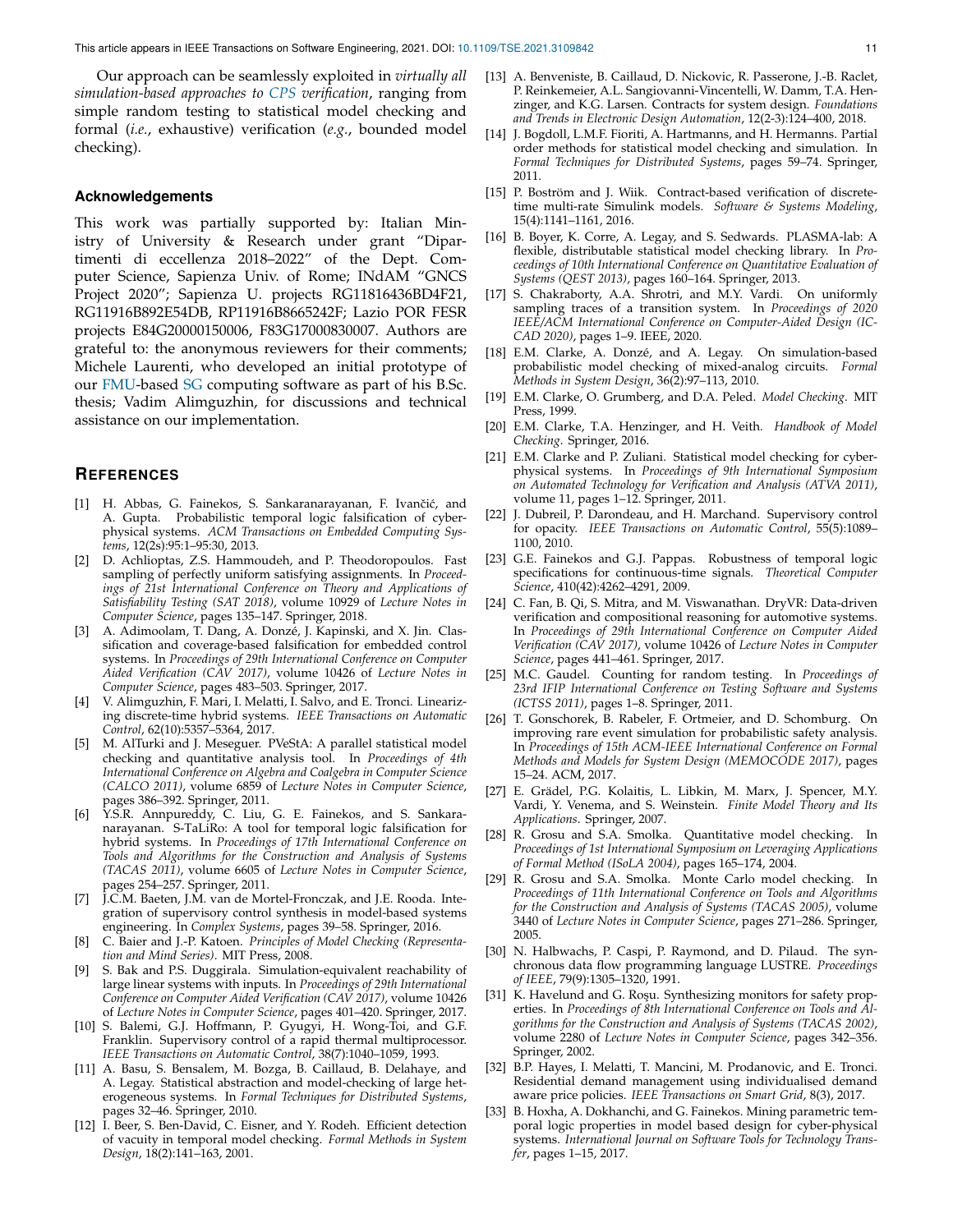Our approach can be seamlessly exploited in *virtually all simulation-based approaches to CPS verification*, ranging from simple random testing to statistical model checking and formal (*i.e.*, exhaustive) verification (*e.g.*, bounded model checking).

### Acknowledgements

This work was partially supported by: Italian Ministry of University & Research under grant "Dipartimenti di eccellenza 2018–2022" of the Dept. Computer Science, Sapienza Univ. of Rome; INdAM "GNCS Project 2020"; Sapienza U. projects RG11816436BD4F21, RG11916B892E54DB, RP11916B8665242F; Lazio POR FESR projects E84G20000150006, F83G17000830007. Authors are grateful to: the anonymous reviewers for their comments; Michele Laurenti, who developed an initial prototype of our FMU-based SG computing software as part of his B.Sc. thesis; Vadim Alimguzhin, for discussions and technical assistance on our implementation.

## References

[1] H. Abbas, G. Fainekos, S. Sankaranarayanan, F. Ivančić, and A. Gupta. Probabilistic temporal logic falsification of cyber-physical systems. *ACM Transactions on Embedded Computing Systems*, 12(2s):95:1–95:30, 2013.

[2] D. Achlioptas, Z.S. Hammoudeh, and P. Theodoropoulos. Fast sampling of perfectly uniform satisfying assignments. In *Proceedings of 21st International Conference on Theory and Applications of Satisfiability Testing (SAT 2018)*, volume 10929 of *Lecture Notes in Computer Science*, pages 135–147. Springer, 2018.

[3] A. Adimoolam, T. Dang, A. Donzé, J. Kapinski, and X. Jin. Classification and coverage-based falsification for embedded control systems. In *Proceedings of 29th International Conference on Computer Aided Verification (CAV 2017)*, volume 10426 of *Lecture Notes in Computer Science*, pages 483–503. Springer, 2017.

[4] V. Alimguzhin, F. Mari, I. Melatti, I. Salvo, and E. Tronci. Linearizing discrete-time hybrid systems. *IEEE Transactions on Automatic Control*, 62(10):5357–5364, 2017.

[5] M. AlTurki and J. Meseguer. PVeStA: A parallel statistical model checking and quantitative analysis tool. In *Proceedings of 4th International Conference on Algebra and Coalgebra in Computer Science (CALCO 2011)*, volume 6859 of *Lecture Notes in Computer Science*, pages 386–392. Springer, 2011.

[6] Y.S.R. Annpureddy, C. Liu, G. E. Fainekos, and S. Sankaranarayanan. S-TaLiRo: A tool for temporal logic falsification for hybrid systems. In *Proceedings of 17th International Conference on Tools and Algorithms for the Construction and Analysis of Systems (TACAS 2011)*, volume 6605 of *Lecture Notes in Computer Science*, pages 254–257. Springer, 2011.

[7] J.C.M. Baeten, J.M. van de Mortel-Fronczak, and J.E. Rooda. Integration of supervisory control synthesis in model-based systems engineering. In *Complex Systems*, pages 39–58. Springer, 2016.

[8] C. Baier and J.-P. Katoen. *Principles of Model Checking (Representation and Mind Series)*. MIT Press, 2008.

[9] S. Bak and P.S. Duggirala. Simulation-equivalent reachability of large linear systems with inputs. In *Proceedings of 29th International Conference on Computer Aided Verification (CAV 2017)*, volume 10426 of *Lecture Notes in Computer Science*, pages 401–420. Springer, 2017.

[10] S. Balemi, G.J. Hoffmann, P. Gyugyi, H. Wong-Toi, and G.F. Franklin. Supervisory control of a rapid thermal multiprocessor. *IEEE Transactions on Automatic Control*, 38(7):1040–1059, 1993.

[11] A. Basu, S. Bensalem, M. Bozga, B. Caillaud, B. Delahaye, and A. Legay. Statistical abstraction and model-checking of large heterogeneous systems. In *Formal Techniques for Distributed Systems*, pages 32–46. Springer, 2010.

[12] I. Beer, S. Ben-David, C. Eisner, and Y. Rodeh. Efficient detection of vacuity in temporal model checking. *Formal Methods in System Design*, 18(2):141–163, 2001.

[13] A. Benveniste, B. Caillaud, D. Nickovic, R. Passerone, J.-B. Raclet, P. Reinkemeier, A.L. Sangiovanni-Vincentelli, W. Damm, T.A. Henzinger, and K.G. Larsen. Contracts for system design. *Foundations and Trends in Electronic Design Automation*, 12(2-3):124–400, 2018.

[14] J. Bogdoll, L.M.F. Fioriti, A. Hartmanns, and H. Hermanns. Partial order methods for statistical model checking and simulation. In *Formal Techniques for Distributed Systems*, pages 59–74. Springer, 2011.

[15] P. Boström and J. Wiik. Contract-based verification of discrete-time multi-rate Simulink models. *Software & Systems Modeling*, 15(4):1141–1161, 2016.

[16] B. Boyer, K. Corre, A. Legay, and S. Sedwards. PLASMA-lab: A flexible, distributable statistical model checking library. In *Proceedings of 10th International Conference on Quantitative Evaluation of Systems (QEST 2013)*, pages 160–164. Springer, 2013.

[17] S. Chakraborty, A.A. Shrotri, and M.Y. Vardi. On uniformly sampling traces of a transition system. In *Proceedings of 2020 IEEE/ACM International Conference on Computer-Aided Design (ICCAD 2020)*, pages 1–9. IEEE, 2020.

[18] E.M. Clarke, A. Donzé, and A. Legay. On simulation-based probabilistic model checking of mixed-analog circuits. *Formal Methods in System Design*, 36(2):97–113, 2010.

[19] E.M. Clarke, O. Grumberg, and D.A. Peled. *Model Checking*. MIT Press, 1999.

[20] E.M. Clarke, T.A. Henzinger, and H. Veith. *Handbook of Model Checking*. Springer, 2016.

[21] E.M. Clarke and P. Zuliani. Statistical model checking for cyber-physical systems. In *Proceedings of 9th International Symposium on Automated Technology for Verification and Analysis (ATVA 2011)*, volume 11, pages 1–12. Springer, 2011.

[22] J. Dubreil, P. Darondeau, and H. Marchand. Supervisory control for opacity. *IEEE Transactions on Automatic Control*, 55(5):1089–1100, 2010.

[23] G.E. Fainekos and G.J. Pappas. Robustness of temporal logic specifications for continuous-time signals. *Theoretical Computer Science*, 410(42):4262–4291, 2009.

[24] C. Fan, B. Qi, S. Mitra, and M. Viswanathan. DryVR: Data-driven verification and compositional reasoning for automotive systems. In *Proceedings of 29th International Conference on Computer Aided Verification (CAV 2017)*, volume 10426 of *Lecture Notes in Computer Science*, pages 441–461. Springer, 2017.

[25] M.C. Gaudel. Counting for random testing. In *Proceedings of 23rd IFIP International Conference on Testing Software and Systems (ICTSS 2011)*, pages 1–8. Springer, 2011.

[26] T. Gonschorek, B. Rabeler, F. Ortmeier, and D. Schomburg. On improving rare event simulation for probabilistic safety analysis. In *Proceedings of 15th ACM-IEEE International Conference on Formal Methods and Models for System Design (MEMOCODE 2017)*, pages 15–24. ACM, 2017.

[27] E. Grädel, P.G. Kolaitis, L. Libkin, M. Marx, J. Spencer, M.Y. Vardi, Y. Venema, and S. Weinstein. *Finite Model Theory and Its Applications*. Springer, 2007.

[28] R. Grosu and S.A. Smolka. Quantitative model checking. In *Proceedings of 1st International Symposium on Leveraging Applications of Formal Method (ISoLA 2004)*, pages 165–174, 2004.

[29] R. Grosu and S.A. Smolka. Monte Carlo model checking. In *Proceedings of 11th International Conference on Tools and Algorithms for the Construction and Analysis of Systems (TACAS 2005)*, volume 3440 of *Lecture Notes in Computer Science*, pages 271–286. Springer, 2005.

[30] N. Halbwachs, P. Caspi, P. Raymond, and D. Pilaud. The synchronous data flow programming language LUSTRE. *Proceedings of IEEE*, 79(9):1305–1320, 1991.

[31] K. Havelund and G. Roşu. Synthesizing monitors for safety properties. In *Proceedings of 8th International Conference on Tools and Algorithms for the Construction and Analysis of Systems (TACAS 2002)*, volume 2280 of *Lecture Notes in Computer Science*, pages 342–356. Springer, 2002.

[32] B.P. Hayes, I. Melatti, T. Mancini, M. Prodanovic, and E. Tronci. Residential demand management using individualised demand aware price policies. *IEEE Transactions on Smart Grid*, 8(3), 2017.

[33] B. Hoxha, A. Dokhanchi, and G. Fainekos. Mining parametric temporal logic properties in model based design for cyber-physical systems. *International Journal on Software Tools for Technology Transfer*, pages 1–15, 2017.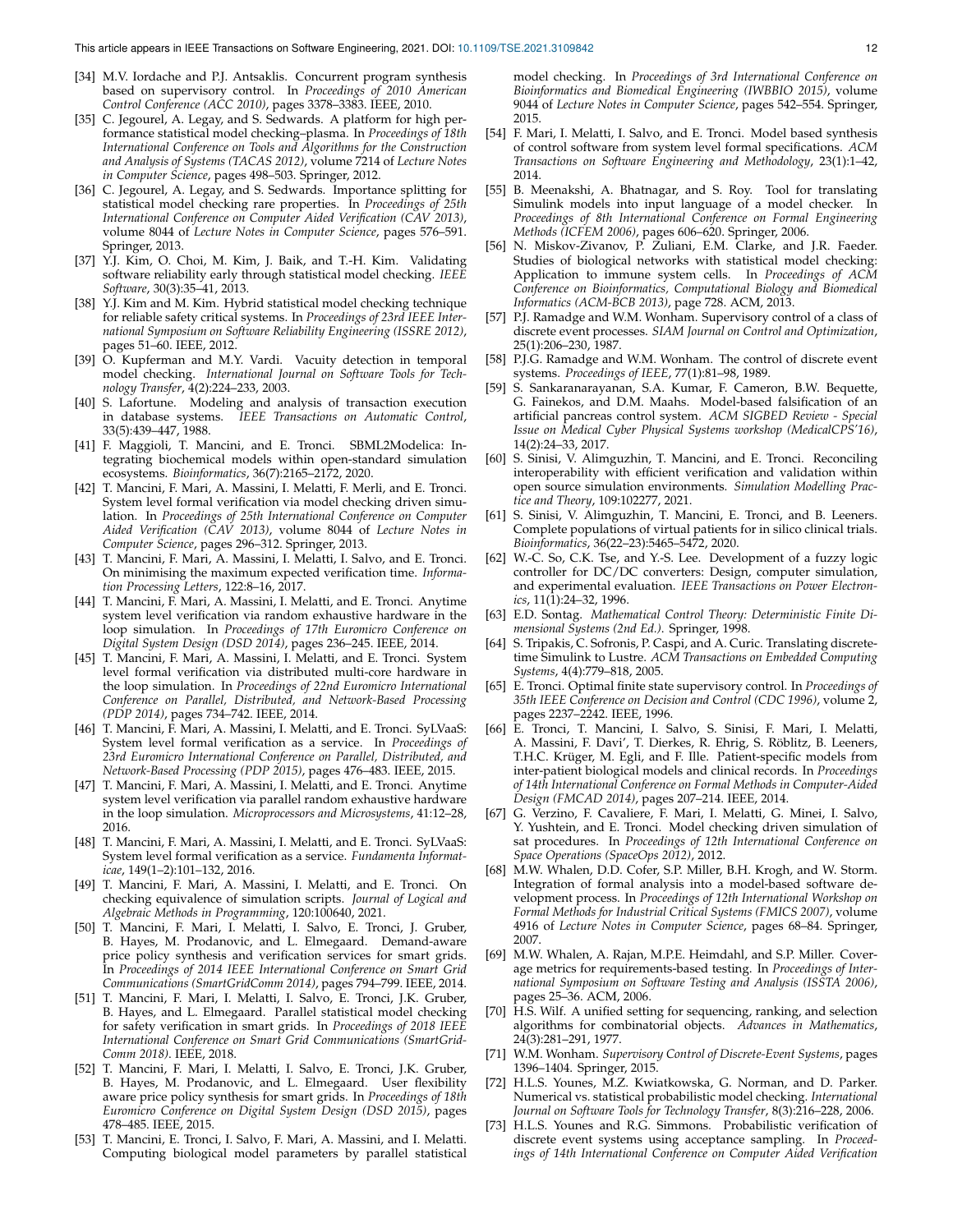[34] M.V. Iordache and P.J. Antsaklis. Concurrent program synthesis based on supervisory control. In *Proceedings of 2010 American Control Conference (ACC 2010)*, pages 3378–3383. IEEE, 2010.

[35] C. Jegourel, A. Legay, and S. Sedwards. A platform for high performance statistical model checking–plasma. In *Proceedings of 18th International Conference on Tools and Algorithms for the Construction and Analysis of Systems (TACAS 2012)*, volume 7214 of *Lecture Notes in Computer Science*, pages 498–503. Springer, 2012.

[36] C. Jegourel, A. Legay, and S. Sedwards. Importance splitting for statistical model checking rare properties. In *Proceedings of 25th International Conference on Computer Aided Verification (CAV 2013)*, volume 8044 of *Lecture Notes in Computer Science*, pages 576–591. Springer, 2013.

[37] Y.J. Kim, O. Choi, M. Kim, J. Baik, and T.-H. Kim. Validating software reliability early through statistical model checking. *IEEE Software*, 30(3):35–41, 2013.

[38] Y.J. Kim and M. Kim. Hybrid statistical model checking technique for reliable safety critical systems. In *Proceedings of 23rd IEEE International Symposium on Software Reliability Engineering (ISSRE 2012)*, pages 51–60. IEEE, 2012.

[39] O. Kupferman and M.Y. Vardi. Vacuity detection in temporal model checking. *International Journal on Software Tools for Technology Transfer*, 4(2):224–233, 2003.

[40] S. Lafortune. Modeling and analysis of transaction execution in database systems. *IEEE Transactions on Automatic Control*, 33(5):439–447, 1988.

[41] F. Maggioli, T. Mancini, and E. Tronci. SBML2Modelica: Integrating biochemical models within open-standard simulation ecosystems. *Bioinformatics*, 36(7):2165–2172, 2020.

[42] T. Mancini, F. Mari, A. Massini, I. Melatti, F. Merli, and E. Tronci. System level formal verification via model checking driven simulation. In *Proceedings of 25th International Conference on Computer Aided Verification (CAV 2013)*, volume 8044 of *Lecture Notes in Computer Science*, pages 296–312. Springer, 2013.

[43] T. Mancini, F. Mari, A. Massini, I. Melatti, I. Salvo, and E. Tronci. On minimising the maximum expected verification time. *Information Processing Letters*, 122:8–16, 2017.

[44] T. Mancini, F. Mari, A. Massini, I. Melatti, and E. Tronci. Anytime system level verification via random exhaustive hardware in the loop simulation. In *Proceedings of 17th Euromicro Conference on Digital System Design (DSD 2014)*, pages 236–245. IEEE, 2014.

[45] T. Mancini, F. Mari, A. Massini, I. Melatti, and E. Tronci. System level formal verification via distributed multi-core hardware in the loop simulation. In *Proceedings of 22nd Euromicro International Conference on Parallel, Distributed, and Network-Based Processing (PDP 2014)*, pages 734–742. IEEE, 2014.

[46] T. Mancini, F. Mari, A. Massini, I. Melatti, and E. Tronci. SyLVaaS: System level formal verification as a service. In *Proceedings of 23rd Euromicro International Conference on Parallel, Distributed, and Network-Based Processing (PDP 2015)*, pages 476–483. IEEE, 2015.

[47] T. Mancini, F. Mari, A. Massini, I. Melatti, and E. Tronci. Anytime system level verification via parallel random exhaustive hardware in the loop simulation. *Microprocessors and Microsystems*, 41:12–28, 2016.

[48] T. Mancini, F. Mari, A. Massini, I. Melatti, and E. Tronci. SyLVaaS: System level formal verification as a service. *Fundamenta Informaticae*, 149(1–2):101–132, 2016.

[49] T. Mancini, F. Mari, A. Massini, I. Melatti, and E. Tronci. On checking equivalence of simulation scripts. *Journal of Logical and Algebraic Methods in Programming*, 120:100640, 2021.

[50] T. Mancini, F. Mari, I. Melatti, I. Salvo, E. Tronci, J. Gruber, B. Hayes, M. Prodanovic, and L. Elmegaard. Demand-aware price policy synthesis and verification services for smart grids. In *Proceedings of 2014 IEEE International Conference on Smart Grid Communications (SmartGridComm 2014)*, pages 794–799. IEEE, 2014.

[51] T. Mancini, F. Mari, I. Melatti, I. Salvo, E. Tronci, J.K. Gruber, B. Hayes, and L. Elmegaard. Parallel statistical model checking for safety verification in smart grids. In *Proceedings of 2018 IEEE International Conference on Smart Grid Communications (SmartGridComm 2018)*. IEEE, 2018.

[52] T. Mancini, F. Mari, I. Melatti, I. Salvo, E. Tronci, J.K. Gruber, B. Hayes, M. Prodanovic, and L. Elmegaard. User flexibility aware price policy synthesis for smart grids. In *Proceedings of 18th Euromicro Conference on Digital System Design (DSD 2015)*, pages 478–485. IEEE, 2015.

[53] T. Mancini, E. Tronci, I. Salvo, F. Mari, A. Massini, and I. Melatti. Computing biological model parameters by parallel statistical model checking. In *Proceedings of 3rd International Conference on Bioinformatics and Biomedical Engineering (IWBBIO 2015)*, volume 9044 of *Lecture Notes in Computer Science*, pages 542–554. Springer, 2015.

[54] F. Mari, I. Melatti, I. Salvo, and E. Tronci. Model based synthesis of control software from system level formal specifications. *ACM Transactions on Software Engineering and Methodology*, 23(1):1–42, 2014.

[55] B. Meenakshi, A. Bhatnagar, and S. Roy. Tool for translating Simulink models into input language of a model checker. In *Proceedings of 8th International Conference on Formal Engineering Methods (ICFEM 2006)*, pages 606–620. Springer, 2006.

[56] N. Miskov-Zivanov, P. Zuliani, E.M. Clarke, and J.R. Faeder. Studies of biological networks with statistical model checking: Application to immune system cells. In *Proceedings of ACM Conference on Bioinformatics, Computational Biology and Biomedical Informatics (ACM-BCB 2013)*, page 728. ACM, 2013.

[57] P.J. Ramadge and W.M. Wonham. Supervisory control of a class of discrete event processes. *SIAM Journal on Control and Optimization*, 25(1):206–230, 1987.

[58] P.J.G. Ramadge and W.M. Wonham. The control of discrete event systems. *Proceedings of IEEE*, 77(1):81–98, 1989.

[59] S. Sankaranarayanan, S.A. Kumar, F. Cameron, B.W. Bequette, G. Fainekos, and D.M. Maahs. Model-based falsification of an artificial pancreas control system. *ACM SIGBED Review - Special Issue on Medical Cyber Physical Systems workshop (MedicalCPS'16)*, 14(2):24–33, 2017.

[60] S. Sinisi, V. Alimguzhin, T. Mancini, and E. Tronci. Reconciling interoperability with efficient verification and validation within open source simulation environments. *Simulation Modelling Practice and Theory*, 109:102277, 2021.

[61] S. Sinisi, V. Alimguzhin, T. Mancini, E. Tronci, and B. Leeners. Complete populations of virtual patients for in silico clinical trials. *Bioinformatics*, 36(22–23):5465–5472, 2020.

[62] W.-C. So, C.K. Tse, and Y.-S. Lee. Development of a fuzzy logic controller for DC/DC converters: Design, computer simulation, and experimental evaluation. *IEEE Transactions on Power Electronics*, 11(1):24–32, 1996.

[63] E.D. Sontag. *Mathematical Control Theory: Deterministic Finite Dimensional Systems (2nd Ed.)*. Springer, 1998.

[64] S. Tripakis, C. Sofronis, P. Caspi, and A. Curic. Translating discrete-time Simulink to Lustre. *ACM Transactions on Embedded Computing Systems*, 4(4):779–818, 2005.

[65] E. Tronci. Optimal finite state supervisory control. In *Proceedings of 35th IEEE Conference on Decision and Control (CDC 1996)*, volume 2, pages 2237–2242. IEEE, 1996.

[66] E. Tronci, T. Mancini, I. Salvo, S. Sinisi, F. Mari, I. Melatti, A. Massini, F. Davi', T. Dierkes, R. Ehrig, S. Röblitz, B. Leeners, T.H.C. Krüger, M. Egli, and F. Ille. Patient-specific models from inter-patient biological models and clinical records. In *Proceedings of 14th International Conference on Formal Methods in Computer-Aided Design (FMCAD 2014)*, pages 207–214. IEEE, 2014.

[67] G. Verzino, F. Cavaliere, F. Mari, I. Melatti, G. Minei, I. Salvo, Y. Yushtein, and E. Tronci. Model checking driven simulation of sat procedures. In *Proceedings of 12th International Conference on Space Operations (SpaceOps 2012)*, 2012.

[68] M.W. Whalen, D.D. Cofer, S.P. Miller, B.H. Krogh, and W. Storm. Integration of formal analysis into a model-based software development process. In *Proceedings of 12th International Workshop on Formal Methods for Industrial Critical Systems (FMICS 2007)*, volume 4916 of *Lecture Notes in Computer Science*, pages 68–84. Springer, 2007.

[69] M.W. Whalen, A. Rajan, M.P.E. Heimdahl, and S.P. Miller. Coverage metrics for requirements-based testing. In *Proceedings of International Symposium on Software Testing and Analysis (ISSTA 2006)*, pages 25–36. ACM, 2006.

[70] H.S. Wilf. A unified setting for sequencing, ranking, and selection algorithms for combinatorial objects. *Advances in Mathematics*, 24(3):281–291, 1977.

[71] W.M. Wonham. *Supervisory Control of Discrete-Event Systems*, pages 1396–1404. Springer, 2015.

[72] H.L.S. Younes, M.Z. Kwiatkowska, G. Norman, and D. Parker. Numerical vs. statistical probabilistic model checking. *International Journal on Software Tools for Technology Transfer*, 8(3):216–228, 2006.

[73] H.L.S. Younes and R.G. Simmons. Probabilistic verification of discrete event systems using acceptance sampling. In *Proceedings of 14th International Conference on Computer Aided Verification*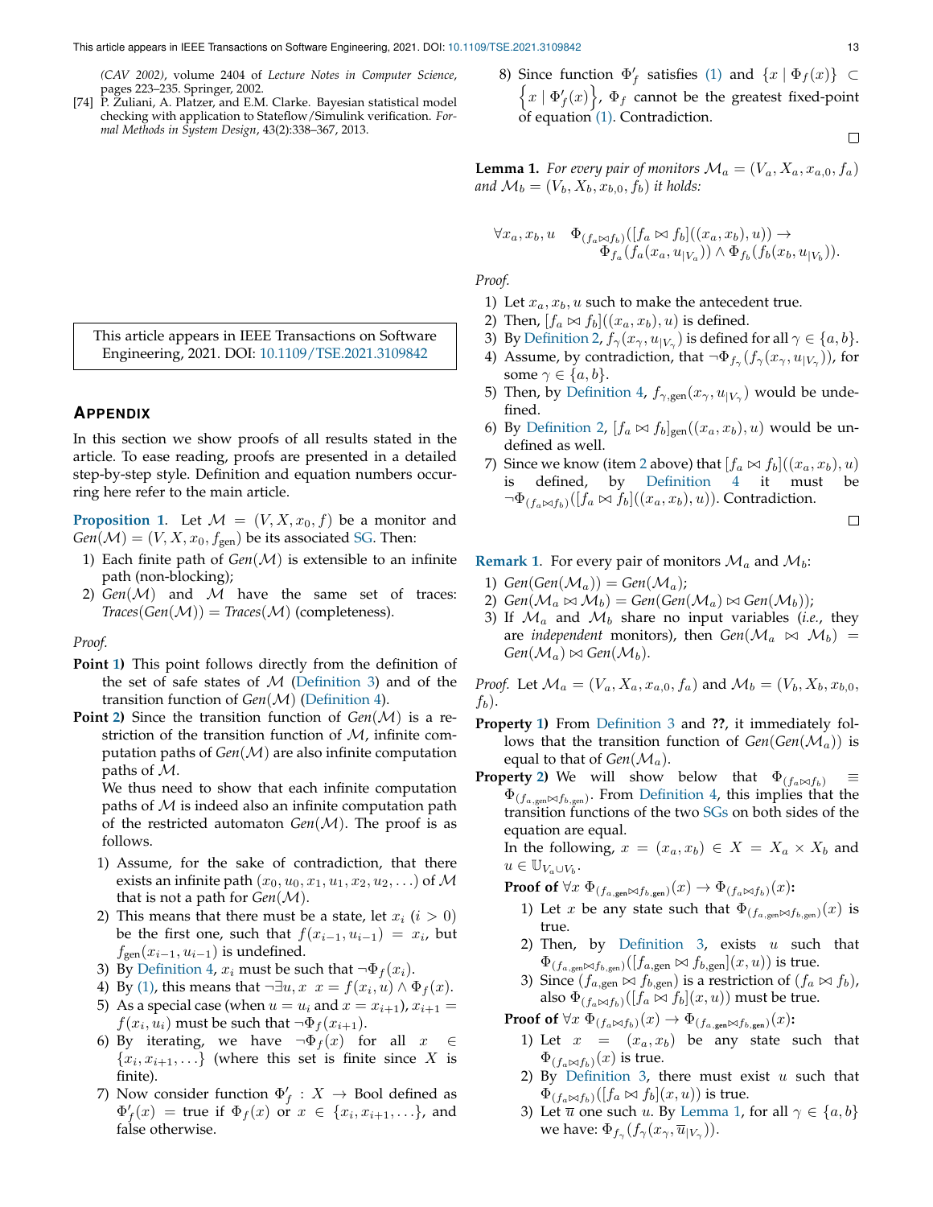(CAV 2002), volume 2404 of *Lecture Notes in Computer Science*, pages 223–235. Springer, 2002.

[74] P. Zuliani, A. Platzer, and E.M. Clarke. Bayesian statistical model checking with application to Stateflow/Simulink verification. *Formal Methods in System Design*, 43(2):338–367, 2013.

This article appears in IEEE Transactions on Software Engineering, 2021. DOI: 10.1109/TSE.2021.3109842

## APPENDIX

In this section we show proofs of all results stated in the article. To ease reading, proofs are presented in a detailed step-by-step style. Definition and equation numbers occurring here refer to the main article.

**Proposition 1**. Let $\mathcal{M} = (V, X, x_0, f)$ be a monitor and $Gen(\mathcal{M}) = (V, X, x_0, f_{\text{gen}})$ be its associated SG. Then:

1) Each finite path of $Gen(\mathcal{M})$ is extensible to an infinite path (non-blocking);
2) $Gen(\mathcal{M})$ and $\mathcal{M}$ have the same set of traces: $Traces(Gen(\mathcal{M})) = Traces(\mathcal{M})$ (completeness).

*Proof.*

**Point 1)** This point follows directly from the definition of the set of safe states of $\mathcal{M}$ (Definition 3) and of the transition function of $Gen(\mathcal{M})$ (Definition 4).

**Point 2)** Since the transition function of $Gen(\mathcal{M})$ is a restriction of the transition function of $\mathcal{M}$, infinite computation paths of $Gen(\mathcal{M})$ are also infinite computation paths of $\mathcal{M}$.

We thus need to show that each infinite computation paths of $\mathcal{M}$ is indeed also an infinite computation path of the restricted automaton $Gen(\mathcal{M})$. The proof is as follows.

1) Assume, for the sake of contradiction, that there exists an infinite path $(x_0, u_0, x_1, u_1, x_2, u_2, \ldots)$ of $\mathcal{M}$ that is not a path for $Gen(\mathcal{M})$.
2) This means that there must be a state, let $x_i$ ($i > 0$) be the first one, such that $f(x_{i-1}, u_{i-1}) = x_i$, but $f_{\text{gen}}(x_{i-1}, u_{i-1})$ is undefined.
3) By Definition 4, $x_i$ must be such that $\neg\Phi_f(x_i)$.
4) By (1), this means that $\neg\exists u, x \;\; x = f(x_i, u) \wedge \Phi_f(x)$.
5) As a special case (when $u = u_i$ and $x = x_{i+1}$), $x_{i+1} = f(x_i, u_i)$ must be such that $\neg\Phi_f(x_{i+1})$.
6) By iterating, we have $\neg\Phi_f(x)$ for all $x \in \{x_i, x_{i+1}, \ldots\}$ (where this set is finite since $X$ is finite).
7) Now consider function $\Phi'_f : X \to \text{Bool}$ defined as $\Phi'_f(x) = \text{true}$ if $\Phi_f(x)$ or $x \in \{x_i, x_{i+1}, \ldots\}$, and false otherwise.
8) Since function $\Phi'_f$ satisfies (1) and $\{x \mid \Phi_f(x)\} \subset \left\{x \mid \Phi'_f(x)\right\}$, $\Phi_f$ cannot be the greatest fixed-point of equation (1). Contradiction.

□

**Lemma 1.** *For every pair of monitors $\mathcal{M}_a = (V_a, X_a, x_{a,0}, f_a)$ and $\mathcal{M}_b = (V_b, X_b, x_{b,0}, f_b)$ it holds:*

$$\forall x_a, x_b, u \quad \Phi_{(f_a \bowtie f_b)}([f_a \bowtie f_b]((x_a, x_b), u)) \to \Phi_{f_a}(f_a(x_a, u_{|V_a})) \wedge \Phi_{f_b}(f_b(x_b, u_{|V_b})).$$

*Proof.*

1) Let $x_a, x_b, u$ such to make the antecedent true.
2) Then, $[f_a \bowtie f_b]((x_a, x_b), u)$ is defined.
3) By Definition 2, $f_\gamma(x_\gamma, u_{|V_\gamma})$ is defined for all $\gamma \in \{a, b\}$.
4) Assume, by contradiction, that $\neg\Phi_{f_\gamma}(f_\gamma(x_\gamma, u_{|V_\gamma}))$, for some $\gamma \in \{a, b\}$.
5) Then, by Definition 4, $f_{\gamma,\text{gen}}(x_\gamma, u_{|V_\gamma})$ would be undefined.
6) By Definition 2, $[f_a \bowtie f_b]_{\text{gen}}((x_a, x_b), u)$ would be undefined as well.
7) Since we know (item 2 above) that $[f_a \bowtie f_b]((x_a, x_b), u)$ is defined, by Definition 4 it must be $\neg\Phi_{(f_a \bowtie f_b)}([f_a \bowtie f_b]((x_a, x_b), u))$. Contradiction.

□

**Remark 1**. For every pair of monitors $\mathcal{M}_a$ and $\mathcal{M}_b$:

1) $Gen(Gen(\mathcal{M}_a)) = Gen(\mathcal{M}_a)$;
2) $Gen(\mathcal{M}_a \bowtie \mathcal{M}_b) = Gen(Gen(\mathcal{M}_a) \bowtie Gen(\mathcal{M}_b))$;
3) If $\mathcal{M}_a$ and $\mathcal{M}_b$ share no input variables (*i.e.*, they are *independent* monitors), then $Gen(\mathcal{M}_a \bowtie \mathcal{M}_b) = Gen(\mathcal{M}_a) \bowtie Gen(\mathcal{M}_b)$.

*Proof.* Let $\mathcal{M}_a = (V_a, X_a, x_{a,0}, f_a)$ and $\mathcal{M}_b = (V_b, X_b, x_{b,0}, f_b)$.

**Property 1)** From Definition 3 and **??**, it immediately follows that the transition function of $Gen(Gen(\mathcal{M}_a))$ is equal to that of $Gen(\mathcal{M}_a)$.

**Property 2)** We will show below that $\Phi_{(f_a \bowtie f_b)} \equiv \Phi_{(f_{a,\text{gen}} \bowtie f_{b,\text{gen}})}$. From Definition 4, this implies that the transition functions of the two SGs on both sides of the equation are equal.

In the following, $x = (x_a, x_b) \in X = X_a \times X_b$ and $u \in \mathbb{U}_{V_a \cup V_b}$.

**Proof of $\forall x \; \Phi_{(f_{a,\text{gen}} \bowtie f_{b,\text{gen}})}(x) \to \Phi_{(f_a \bowtie f_b)}(x)$:**

1) Let $x$ be any state such that $\Phi_{(f_{a,\text{gen}} \bowtie f_{b,\text{gen}})}(x)$ is true.
2) Then, by Definition 3, exists $u$ such that $\Phi_{(f_{a,\text{gen}} \bowtie f_{b,\text{gen}})}([f_{a,\text{gen}} \bowtie f_{b,\text{gen}}](x, u))$ is true.
3) Since $(f_{a,\text{gen}} \bowtie f_{b,\text{gen}})$ is a restriction of $(f_a \bowtie f_b)$, also $\Phi_{(f_a \bowtie f_b)}([f_a \bowtie f_b](x, u))$ must be true.

**Proof of $\forall x \; \Phi_{(f_a \bowtie f_b)}(x) \to \Phi_{(f_{a,\text{gen}} \bowtie f_{b,\text{gen}})}(x)$:**

1) Let $x = (x_a, x_b)$ be any state such that $\Phi_{(f_a \bowtie f_b)}(x)$ is true.
2) By Definition 3, there must exist $u$ such that $\Phi_{(f_a \bowtie f_b)}([f_a \bowtie f_b](x, u))$ is true.
3) Let $\overline{u}$ one such $u$. By Lemma 1, for all $\gamma \in \{a, b\}$ we have: $\Phi_{f_\gamma}(f_\gamma(x_\gamma, \overline{u}_{|V_\gamma}))$.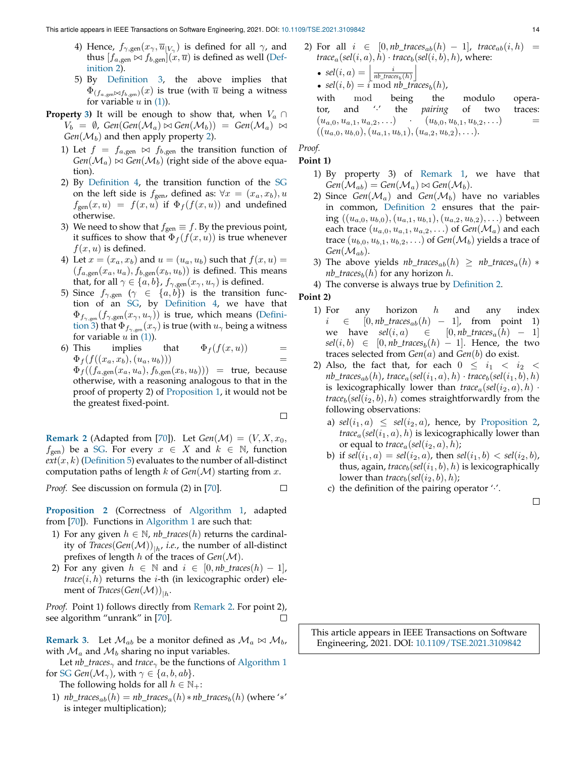4) Hence, $f_{\gamma,\text{gen}}(x_\gamma, \overline{u}_{|V_\gamma})$ is defined for all $\gamma$, and thus $[f_{a,\text{gen}} \bowtie f_{b,\text{gen}}](x, \overline{u})$ is defined as well (Definition 2).

5) By Definition 3, the above implies that $\Phi_{(f_{a,\text{gen}} \bowtie f_{b,\text{gen}})}(x)$ is true (with $\overline{u}$ being a witness for variable $u$ in (1)).

**Property 3)** It will be enough to show that, when $V_a \cap V_b = \emptyset$, $Gen(Gen(\mathcal{M}_a) \bowtie Gen(\mathcal{M}_b)) = Gen(\mathcal{M}_a) \bowtie Gen(\mathcal{M}_b)$ and then apply property 2).

1) Let $f = f_{a,\text{gen}} \bowtie f_{b,\text{gen}}$ the transition function of $Gen(\mathcal{M}_a) \bowtie Gen(\mathcal{M}_b)$ (right side of the above equation).

2) By Definition 4, the transition function of the SG on the left side is $f_{\text{gen}}$, defined as: $\forall x = (x_a, x_b), u$ $f_{\text{gen}}(x, u) = f(x, u)$ if $\Phi_f(f(x, u))$ and undefined otherwise.

3) We need to show that $f_{\text{gen}} \equiv f$. By the previous point, it suffices to show that $\Phi_f(f(x, u))$ is true whenever $f(x, u)$ is defined.

4) Let $x = (x_a, x_b)$ and $u = (u_a, u_b)$ such that $f(x, u) = (f_{a,\text{gen}}(x_a, u_a), f_{b,\text{gen}}(x_b, u_b))$ is defined. This means that, for all $\gamma \in \{a, b\}$, $f_{\gamma,\text{gen}}(x_\gamma, u_\gamma)$ is defined.

5) Since $f_{\gamma,\text{gen}}$ ($\gamma \in \{a, b\}$) is the transition function of an SG, by Definition 4, we have that $\Phi_{f_{\gamma,\text{gen}}}(f_{\gamma,\text{gen}}(x_\gamma, u_\gamma))$ is true, which means (Definition 3) that $\Phi_{f_{\gamma,\text{gen}}}(x_\gamma)$ is true (with $u_\gamma$ being a witness for variable $u$ in (1)).

6) This implies that $\Phi_f(f(x, u)) = \Phi_f(f((x_a, x_b), (u_a, u_b))) = \Phi_f((f_{a,\text{gen}}(x_a, u_a), f_{b,\text{gen}}(x_b, u_b))) = \text{true}$, because otherwise, with a reasoning analogous to that in the proof of property 2) of Proposition 1, it would not be the greatest fixed-point.

□

**Remark 2** (Adapted from [70]). Let $Gen(\mathcal{M}) = (V, X, x_0, f_{\text{gen}})$ be a SG. For every $x \in X$ and $k \in \mathbb{N}$, function $ext(x, k)$ (Definition 5) evaluates to the number of all-distinct computation paths of length $k$ of $Gen(\mathcal{M})$ starting from $x$.

*Proof.* See discussion on formula (2) in [70]. □

**Proposition 2** (Correctness of Algorithm 1, adapted from [70]). Functions in Algorithm 1 are such that:

1) For any given $h \in \mathbb{N}$, $nb\_traces(h)$ returns the cardinality of $Traces(Gen(\mathcal{M}))_{|h}$, *i.e.*, the number of all-distinct prefixes of length $h$ of the traces of $Gen(\mathcal{M})$.
2) For any given $h \in \mathbb{N}$ and $i \in [0, nb\_traces(h) - 1]$, $trace(i, h)$ returns the $i$-th (in lexicographic order) element of $Traces(Gen(\mathcal{M}))_{|h}$.

*Proof.* Point 1) follows directly from Remark 2. For point 2), see algorithm "unrank" in [70]. □

**Remark 3**. Let $\mathcal{M}_{ab}$ be a monitor defined as $\mathcal{M}_a \bowtie \mathcal{M}_b$, with $\mathcal{M}_a$ and $\mathcal{M}_b$ sharing no input variables.

Let $nb\_traces_\gamma$ and $trace_\gamma$ be the functions of Algorithm 1 for SG $Gen(\mathcal{M}_\gamma)$, with $\gamma \in \{a, b, ab\}$.

The following holds for all $h \in \mathbb{N}_+$:

1) $nb\_traces_{ab}(h) = nb\_traces_a(h) * nb\_traces_b(h)$ (where '$*$' is integer multiplication);
2) For all $i \in [0, nb\_traces_{ab}(h) - 1]$, $trace_{ab}(i, h) = trace_a(sel(i, a), h) \cdot trace_b(sel(i, b), h)$, where:
   - $sel(i, a) = \left\lfloor \frac{i}{nb\_traces_b(h)} \right\rfloor$
   - $sel(i, b) = i \bmod nb\_traces_b(h)$,

   with mod being the modulo operator, and '$\cdot$' the *pairing* of two traces: $(u_{a,0}, u_{a,1}, u_{a,2}, \ldots) \cdot (u_{b,0}, u_{b,1}, u_{b,2}, \ldots) = ((u_{a,0}, u_{b,0}), (u_{a,1}, u_{b,1}), (u_{a,2}, u_{b,2}), \ldots)$.

*Proof.*

**Point 1)**

1) By property 3) of Remark 1, we have that $Gen(\mathcal{M}_{ab}) = Gen(\mathcal{M}_a) \bowtie Gen(\mathcal{M}_b)$.
2) Since $Gen(\mathcal{M}_a)$ and $Gen(\mathcal{M}_b)$ have no variables in common, Definition 2 ensures that the pairing $((u_{a,0}, u_{b,0}), (u_{a,1}, u_{b,1}), (u_{a,2}, u_{b,2}), \ldots)$ between each trace $(u_{a,0}, u_{a,1}, u_{a,2}, \ldots)$ of $Gen(\mathcal{M}_a)$ and each trace $(u_{b,0}, u_{b,1}, u_{b,2}, \ldots)$ of $Gen(\mathcal{M}_b)$ yields a trace of $Gen(\mathcal{M}_{ab})$.
3) The above yields $nb\_traces_{ab}(h) \geq nb\_traces_a(h) * nb\_traces_b(h)$ for any horizon $h$.
4) The converse is always true by Definition 2.

**Point 2)**

1) For any horizon $h$ and any index $i \in [0, nb\_traces_{ab}(h) - 1]$, from point 1) we have $sel(i, a) \in [0, nb\_traces_a(h) - 1]$ $sel(i, b) \in [0, nb\_traces_b(h) - 1]$. Hence, the two traces selected from $Gen(a)$ and $Gen(b)$ do exist.
2) Also, the fact that, for each $0 \leq i_1 < i_2 < nb\_traces_{ab}(h)$, $trace_a(sel(i_1, a), h) \cdot trace_b(sel(i_1, b), h)$ is lexicographically lower than $trace_a(sel(i_2, a), h) \cdot trace_b(sel(i_2, b), h)$ comes straightforwardly from the following observations:
   a) $sel(i_1, a) \leq sel(i_2, a)$, hence, by Proposition 2, $trace_a(sel(i_1, a), h)$ is lexicographically lower than or equal to $trace_a(sel(i_2, a), h)$;
   b) if $sel(i_1, a) = sel(i_2, a)$, then $sel(i_1, b) < sel(i_2, b)$, thus, again, $trace_b(sel(i_1, b), h)$ is lexicographically lower than $trace_b(sel(i_2, b), h)$;
   c) the definition of the pairing operator '$\cdot$'.

□